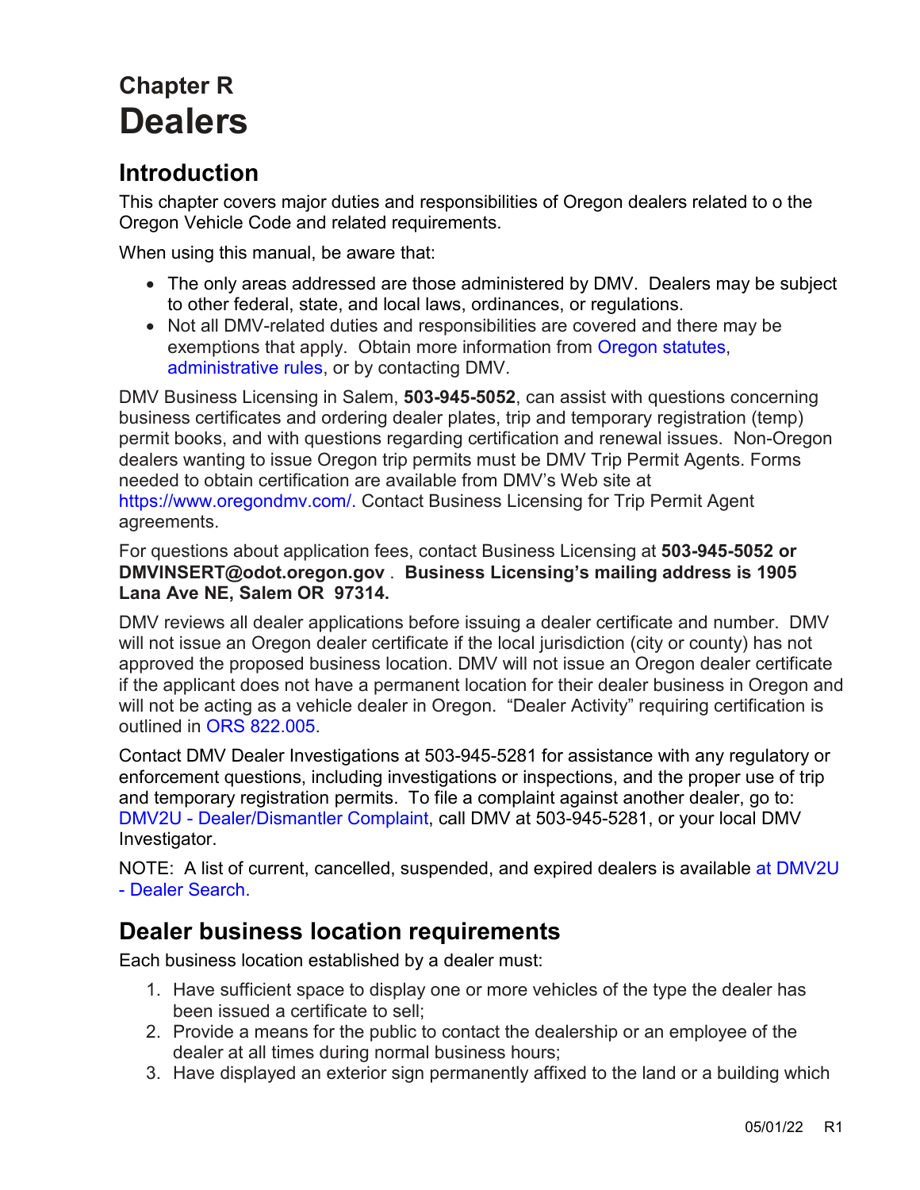# Chapter R
# Dealers

## Introduction

This chapter covers major duties and responsibilities of Oregon dealers related to o the Oregon Vehicle Code and related requirements.

When using this manual, be aware that:

- The only areas addressed are those administered by DMV. Dealers may be subject to other federal, state, and local laws, ordinances, or regulations.
- Not all DMV-related duties and responsibilities are covered and there may be exemptions that apply. Obtain more information from Oregon statutes, administrative rules, or by contacting DMV.

DMV Business Licensing in Salem, **503-945-5052**, can assist with questions concerning business certificates and ordering dealer plates, trip and temporary registration (temp) permit books, and with questions regarding certification and renewal issues. Non-Oregon dealers wanting to issue Oregon trip permits must be DMV Trip Permit Agents. Forms needed to obtain certification are available from DMV's Web site at https://www.oregondmv.com/. Contact Business Licensing for Trip Permit Agent agreements.

For questions about application fees, contact Business Licensing at **503-945-5052 or DMVINSERT@odot.oregon.gov**. **Business Licensing's mailing address is 1905 Lana Ave NE, Salem OR 97314.**

DMV reviews all dealer applications before issuing a dealer certificate and number. DMV will not issue an Oregon dealer certificate if the local jurisdiction (city or county) has not approved the proposed business location. DMV will not issue an Oregon dealer certificate if the applicant does not have a permanent location for their dealer business in Oregon and will not be acting as a vehicle dealer in Oregon. "Dealer Activity" requiring certification is outlined in ORS 822.005.

Contact DMV Dealer Investigations at 503-945-5281 for assistance with any regulatory or enforcement questions, including investigations or inspections, and the proper use of trip and temporary registration permits. To file a complaint against another dealer, go to: DMV2U - Dealer/Dismantler Complaint, call DMV at 503-945-5281, or your local DMV Investigator.

NOTE: A list of current, cancelled, suspended, and expired dealers is available at DMV2U - Dealer Search.

## Dealer business location requirements

Each business location established by a dealer must:

1. Have sufficient space to display one or more vehicles of the type the dealer has been issued a certificate to sell;
2. Provide a means for the public to contact the dealership or an employee of the dealer at all times during normal business hours;
3. Have displayed an exterior sign permanently affixed to the land or a building which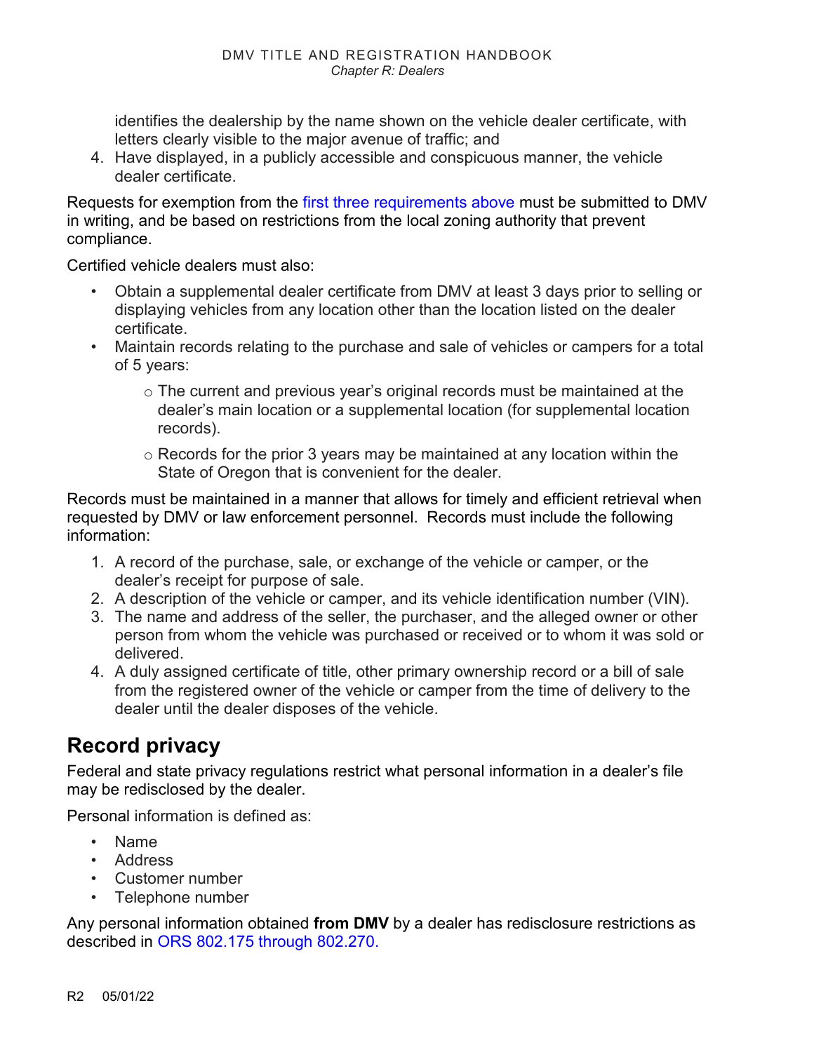identifies the dealership by the name shown on the vehicle dealer certificate, with letters clearly visible to the major avenue of traffic; and

4. Have displayed, in a publicly accessible and conspicuous manner, the vehicle dealer certificate.

Requests for exemption from the first three requirements above must be submitted to DMV in writing, and be based on restrictions from the local zoning authority that prevent compliance.

Certified vehicle dealers must also:

- Obtain a supplemental dealer certificate from DMV at least 3 days prior to selling or displaying vehicles from any location other than the location listed on the dealer certificate.
- Maintain records relating to the purchase and sale of vehicles or campers for a total of 5 years:
  - The current and previous year's original records must be maintained at the dealer's main location or a supplemental location (for supplemental location records).
  - Records for the prior 3 years may be maintained at any location within the State of Oregon that is convenient for the dealer.

Records must be maintained in a manner that allows for timely and efficient retrieval when requested by DMV or law enforcement personnel. Records must include the following information:

1. A record of the purchase, sale, or exchange of the vehicle or camper, or the dealer's receipt for purpose of sale.
2. A description of the vehicle or camper, and its vehicle identification number (VIN).
3. The name and address of the seller, the purchaser, and the alleged owner or other person from whom the vehicle was purchased or received or to whom it was sold or delivered.
4. A duly assigned certificate of title, other primary ownership record or a bill of sale from the registered owner of the vehicle or camper from the time of delivery to the dealer until the dealer disposes of the vehicle.

## Record privacy

Federal and state privacy regulations restrict what personal information in a dealer's file may be redisclosed by the dealer.

Personal information is defined as:

- Name
- Address
- Customer number
- Telephone number

Any personal information obtained **from DMV** by a dealer has redisclosure restrictions as described in ORS 802.175 through 802.270.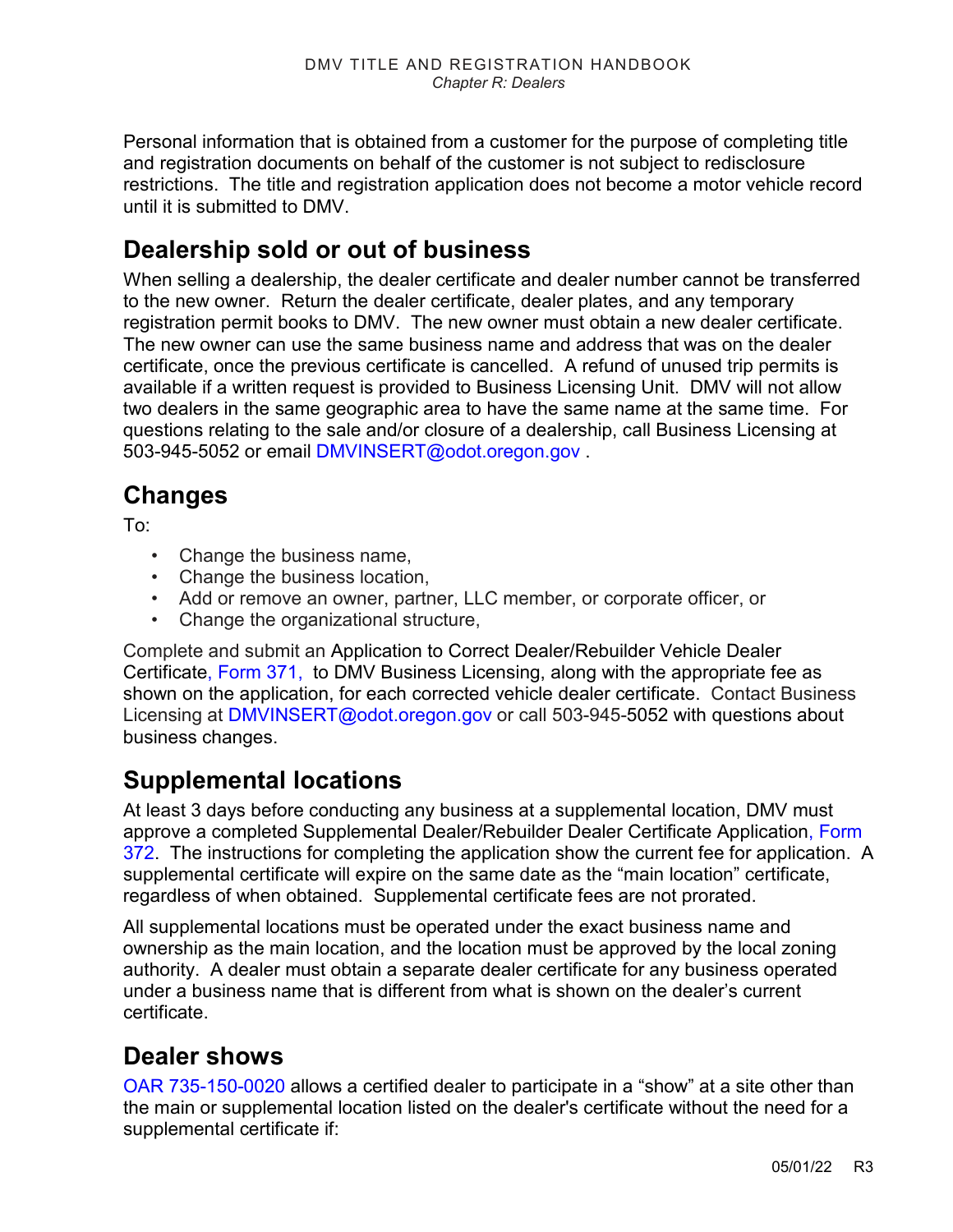Personal information that is obtained from a customer for the purpose of completing title and registration documents on behalf of the customer is not subject to redisclosure restrictions. The title and registration application does not become a motor vehicle record until it is submitted to DMV.

## Dealership sold or out of business

When selling a dealership, the dealer certificate and dealer number cannot be transferred to the new owner. Return the dealer certificate, dealer plates, and any temporary registration permit books to DMV. The new owner must obtain a new dealer certificate. The new owner can use the same business name and address that was on the dealer certificate, once the previous certificate is cancelled. A refund of unused trip permits is available if a written request is provided to Business Licensing Unit. DMV will not allow two dealers in the same geographic area to have the same name at the same time. For questions relating to the sale and/or closure of a dealership, call Business Licensing at 503-945-5052 or email DMVINSERT@odot.oregon.gov .

## Changes

To:

- Change the business name,
- Change the business location,
- Add or remove an owner, partner, LLC member, or corporate officer, or
- Change the organizational structure,

Complete and submit an Application to Correct Dealer/Rebuilder Vehicle Dealer Certificate, Form 371, to DMV Business Licensing, along with the appropriate fee as shown on the application, for each corrected vehicle dealer certificate. Contact Business Licensing at DMVINSERT@odot.oregon.gov or call 503-945-5052 with questions about business changes.

## Supplemental locations

At least 3 days before conducting any business at a supplemental location, DMV must approve a completed Supplemental Dealer/Rebuilder Dealer Certificate Application, Form 372. The instructions for completing the application show the current fee for application. A supplemental certificate will expire on the same date as the "main location" certificate, regardless of when obtained. Supplemental certificate fees are not prorated.

All supplemental locations must be operated under the exact business name and ownership as the main location, and the location must be approved by the local zoning authority. A dealer must obtain a separate dealer certificate for any business operated under a business name that is different from what is shown on the dealer's current certificate.

## Dealer shows

OAR 735-150-0020 allows a certified dealer to participate in a "show" at a site other than the main or supplemental location listed on the dealer's certificate without the need for a supplemental certificate if: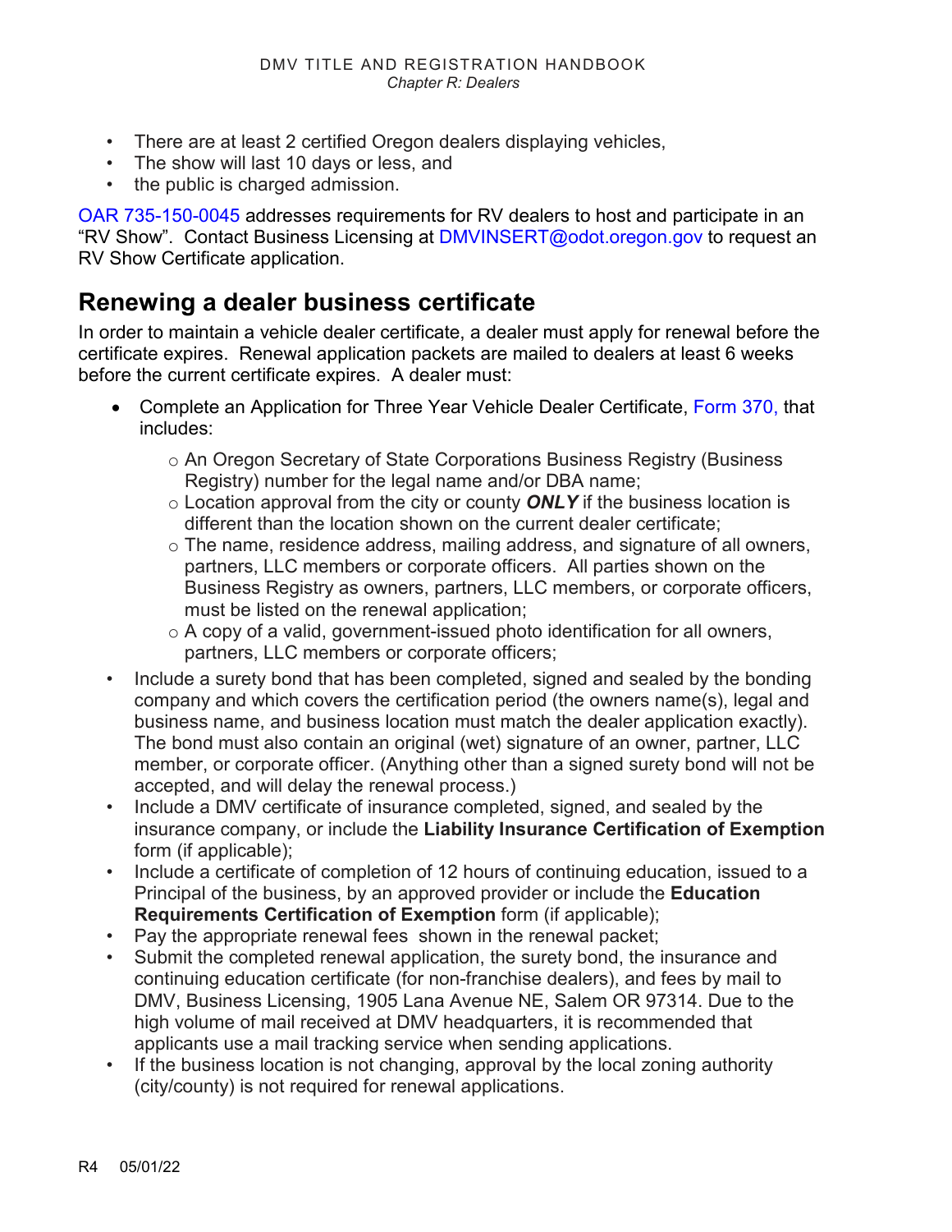- There are at least 2 certified Oregon dealers displaying vehicles,
- The show will last 10 days or less, and
- the public is charged admission.

OAR 735-150-0045 addresses requirements for RV dealers to host and participate in an “RV Show”. Contact Business Licensing at DMVINSERT@odot.oregon.gov to request an RV Show Certificate application.

## Renewing a dealer business certificate

In order to maintain a vehicle dealer certificate, a dealer must apply for renewal before the certificate expires. Renewal application packets are mailed to dealers at least 6 weeks before the current certificate expires. A dealer must:

- Complete an Application for Three Year Vehicle Dealer Certificate, Form 370, that includes:
  - An Oregon Secretary of State Corporations Business Registry (Business Registry) number for the legal name and/or DBA name;
  - Location approval from the city or county ***ONLY*** if the business location is different than the location shown on the current dealer certificate;
  - The name, residence address, mailing address, and signature of all owners, partners, LLC members or corporate officers. All parties shown on the Business Registry as owners, partners, LLC members, or corporate officers, must be listed on the renewal application;
  - A copy of a valid, government-issued photo identification for all owners, partners, LLC members or corporate officers;
- Include a surety bond that has been completed, signed and sealed by the bonding company and which covers the certification period (the owners name(s), legal and business name, and business location must match the dealer application exactly). The bond must also contain an original (wet) signature of an owner, partner, LLC member, or corporate officer. (Anything other than a signed surety bond will not be accepted, and will delay the renewal process.)
- Include a DMV certificate of insurance completed, signed, and sealed by the insurance company, or include the **Liability Insurance Certification of Exemption** form (if applicable);
- Include a certificate of completion of 12 hours of continuing education, issued to a Principal of the business, by an approved provider or include the **Education Requirements Certification of Exemption** form (if applicable);
- Pay the appropriate renewal fees shown in the renewal packet;
- Submit the completed renewal application, the surety bond, the insurance and continuing education certificate (for non-franchise dealers), and fees by mail to DMV, Business Licensing, 1905 Lana Avenue NE, Salem OR 97314. Due to the high volume of mail received at DMV headquarters, it is recommended that applicants use a mail tracking service when sending applications.
- If the business location is not changing, approval by the local zoning authority (city/county) is not required for renewal applications.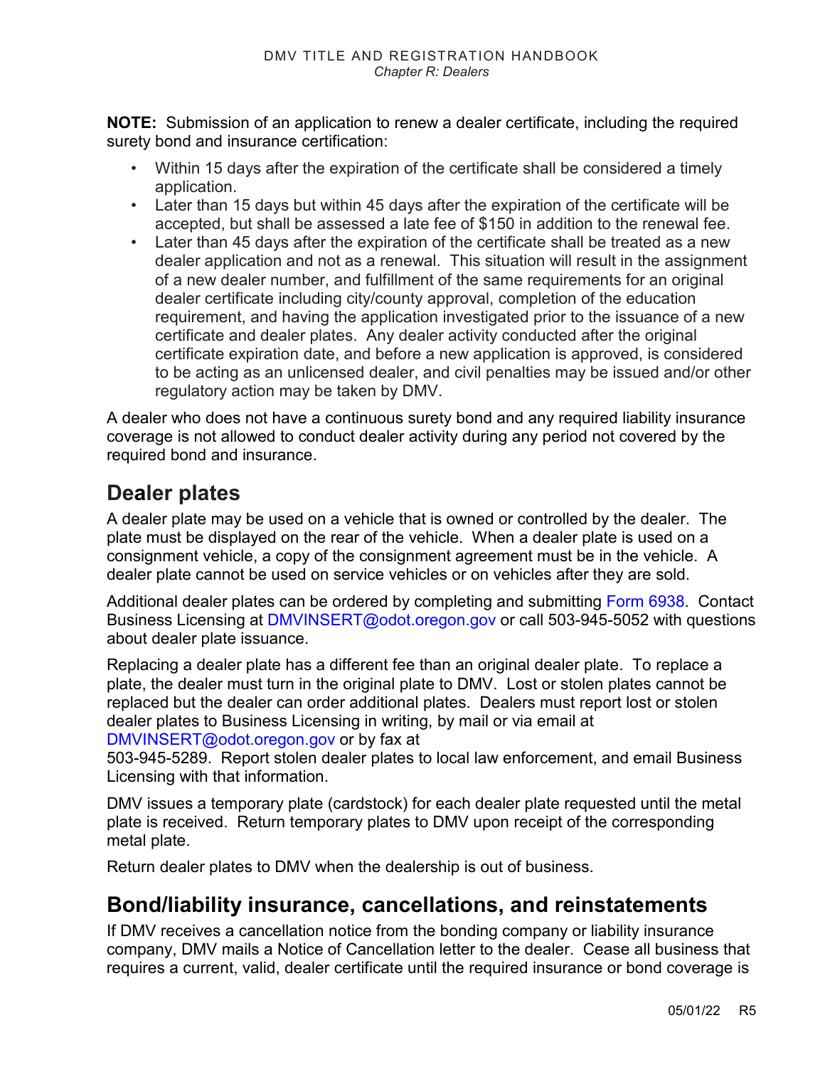**NOTE:** Submission of an application to renew a dealer certificate, including the required surety bond and insurance certification:

- Within 15 days after the expiration of the certificate shall be considered a timely application.
- Later than 15 days but within 45 days after the expiration of the certificate will be accepted, but shall be assessed a late fee of $150 in addition to the renewal fee.
- Later than 45 days after the expiration of the certificate shall be treated as a new dealer application and not as a renewal. This situation will result in the assignment of a new dealer number, and fulfillment of the same requirements for an original dealer certificate including city/county approval, completion of the education requirement, and having the application investigated prior to the issuance of a new certificate and dealer plates. Any dealer activity conducted after the original certificate expiration date, and before a new application is approved, is considered to be acting as an unlicensed dealer, and civil penalties may be issued and/or other regulatory action may be taken by DMV.

A dealer who does not have a continuous surety bond and any required liability insurance coverage is not allowed to conduct dealer activity during any period not covered by the required bond and insurance.

## Dealer plates

A dealer plate may be used on a vehicle that is owned or controlled by the dealer. The plate must be displayed on the rear of the vehicle. When a dealer plate is used on a consignment vehicle, a copy of the consignment agreement must be in the vehicle. A dealer plate cannot be used on service vehicles or on vehicles after they are sold.

Additional dealer plates can be ordered by completing and submitting Form 6938. Contact Business Licensing at DMVINSERT@odot.oregon.gov or call 503-945-5052 with questions about dealer plate issuance.

Replacing a dealer plate has a different fee than an original dealer plate. To replace a plate, the dealer must turn in the original plate to DMV. Lost or stolen plates cannot be replaced but the dealer can order additional plates. Dealers must report lost or stolen dealer plates to Business Licensing in writing, by mail or via email at DMVINSERT@odot.oregon.gov or by fax at 503-945-5289. Report stolen dealer plates to local law enforcement, and email Business Licensing with that information.

DMV issues a temporary plate (cardstock) for each dealer plate requested until the metal plate is received. Return temporary plates to DMV upon receipt of the corresponding metal plate.

Return dealer plates to DMV when the dealership is out of business.

## Bond/liability insurance, cancellations, and reinstatements

If DMV receives a cancellation notice from the bonding company or liability insurance company, DMV mails a Notice of Cancellation letter to the dealer. Cease all business that requires a current, valid, dealer certificate until the required insurance or bond coverage is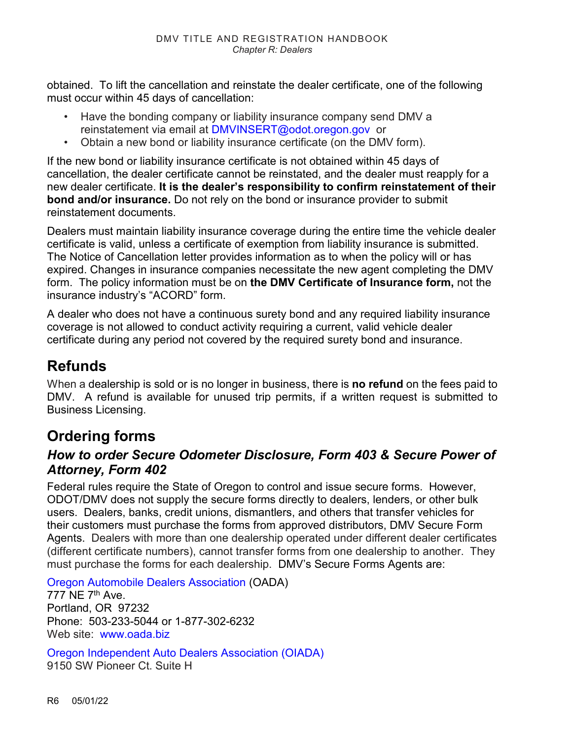obtained. To lift the cancellation and reinstate the dealer certificate, one of the following must occur within 45 days of cancellation:

- Have the bonding company or liability insurance company send DMV a reinstatement via email at DMVINSERT@odot.oregon.gov or
- Obtain a new bond or liability insurance certificate (on the DMV form).

If the new bond or liability insurance certificate is not obtained within 45 days of cancellation, the dealer certificate cannot be reinstated, and the dealer must reapply for a new dealer certificate. **It is the dealer's responsibility to confirm reinstatement of their bond and/or insurance.** Do not rely on the bond or insurance provider to submit reinstatement documents.

Dealers must maintain liability insurance coverage during the entire time the vehicle dealer certificate is valid, unless a certificate of exemption from liability insurance is submitted. The Notice of Cancellation letter provides information as to when the policy will or has expired. Changes in insurance companies necessitate the new agent completing the DMV form. The policy information must be on **the DMV Certificate of Insurance form,** not the insurance industry's "ACORD" form.

A dealer who does not have a continuous surety bond and any required liability insurance coverage is not allowed to conduct activity requiring a current, valid vehicle dealer certificate during any period not covered by the required surety bond and insurance.

# Refunds

When a dealership is sold or is no longer in business, there is **no refund** on the fees paid to DMV. A refund is available for unused trip permits, if a written request is submitted to Business Licensing.

# Ordering forms

## *How to order Secure Odometer Disclosure, Form 403 & Secure Power of Attorney, Form 402*

Federal rules require the State of Oregon to control and issue secure forms. However, ODOT/DMV does not supply the secure forms directly to dealers, lenders, or other bulk users. Dealers, banks, credit unions, dismantlers, and others that transfer vehicles for their customers must purchase the forms from approved distributors, DMV Secure Form Agents. Dealers with more than one dealership operated under different dealer certificates (different certificate numbers), cannot transfer forms from one dealership to another. They must purchase the forms for each dealership. DMV's Secure Forms Agents are:

Oregon Automobile Dealers Association (OADA)
777 NE 7th Ave.
Portland, OR 97232
Phone: 503-233-5044 or 1-877-302-6232
Web site: www.oada.biz

Oregon Independent Auto Dealers Association (OIADA)
9150 SW Pioneer Ct. Suite H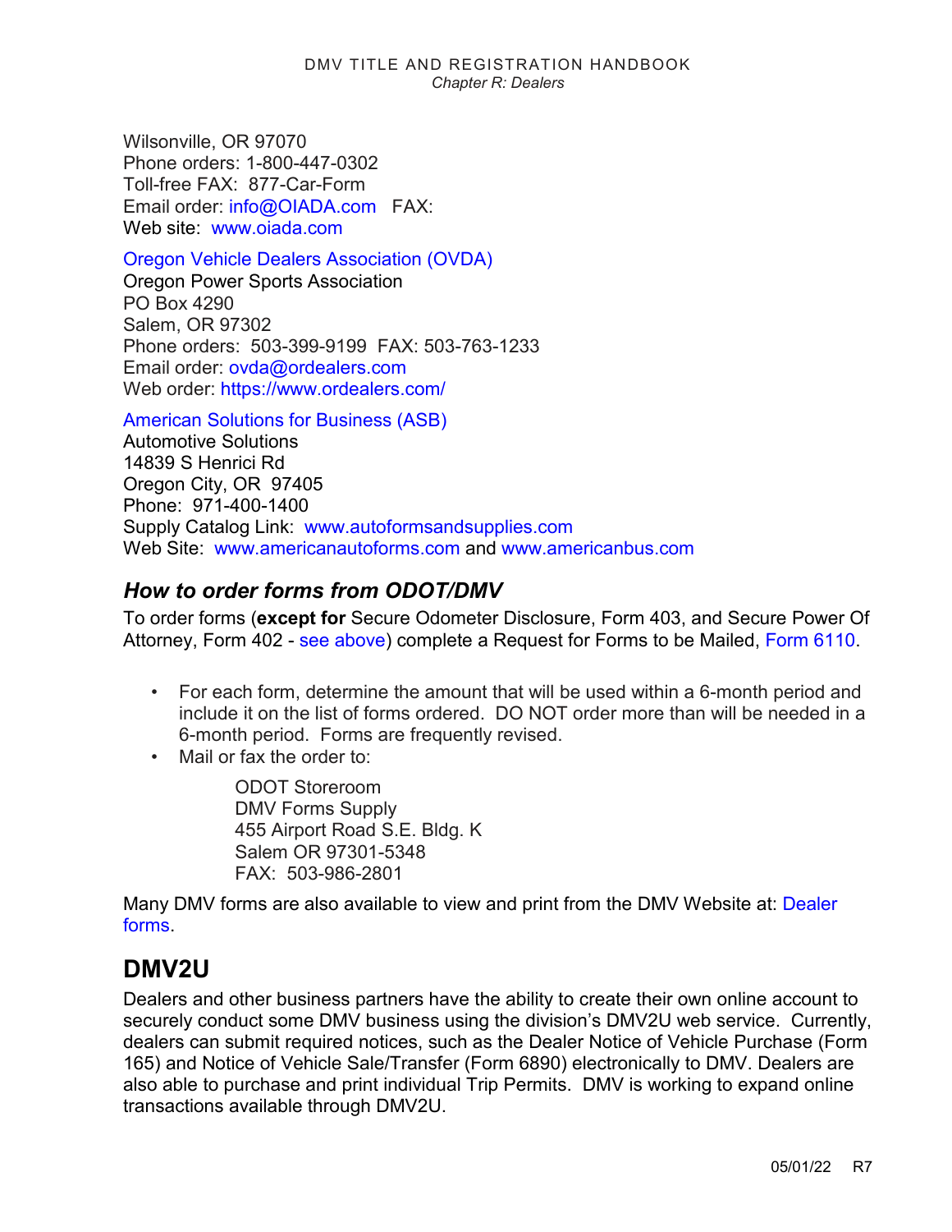Wilsonville, OR 97070
Phone orders: 1-800-447-0302
Toll-free FAX: 877-Car-Form
Email order: info@OIADA.com FAX:
Web site: www.oiada.com

Oregon Vehicle Dealers Association (OVDA)
Oregon Power Sports Association
PO Box 4290
Salem, OR 97302
Phone orders: 503-399-9199 FAX: 503-763-1233
Email order: ovda@ordealers.com
Web order: https://www.ordealers.com/

American Solutions for Business (ASB)
Automotive Solutions
14839 S Henrici Rd
Oregon City, OR 97405
Phone: 971-400-1400
Supply Catalog Link: www.autoformsandsupplies.com
Web Site: www.americanautoforms.com and www.americanbus.com

### *How to order forms from ODOT/DMV*

To order forms (**except for** Secure Odometer Disclosure, Form 403, and Secure Power Of Attorney, Form 402 - see above) complete a Request for Forms to be Mailed, Form 6110.

- For each form, determine the amount that will be used within a 6-month period and include it on the list of forms ordered. DO NOT order more than will be needed in a 6-month period. Forms are frequently revised.
- Mail or fax the order to:

  ODOT Storeroom
  DMV Forms Supply
  455 Airport Road S.E. Bldg. K
  Salem OR 97301-5348
  FAX: 503-986-2801

Many DMV forms are also available to view and print from the DMV Website at: Dealer forms.

## DMV2U

Dealers and other business partners have the ability to create their own online account to securely conduct some DMV business using the division's DMV2U web service. Currently, dealers can submit required notices, such as the Dealer Notice of Vehicle Purchase (Form 165) and Notice of Vehicle Sale/Transfer (Form 6890) electronically to DMV. Dealers are also able to purchase and print individual Trip Permits. DMV is working to expand online transactions available through DMV2U.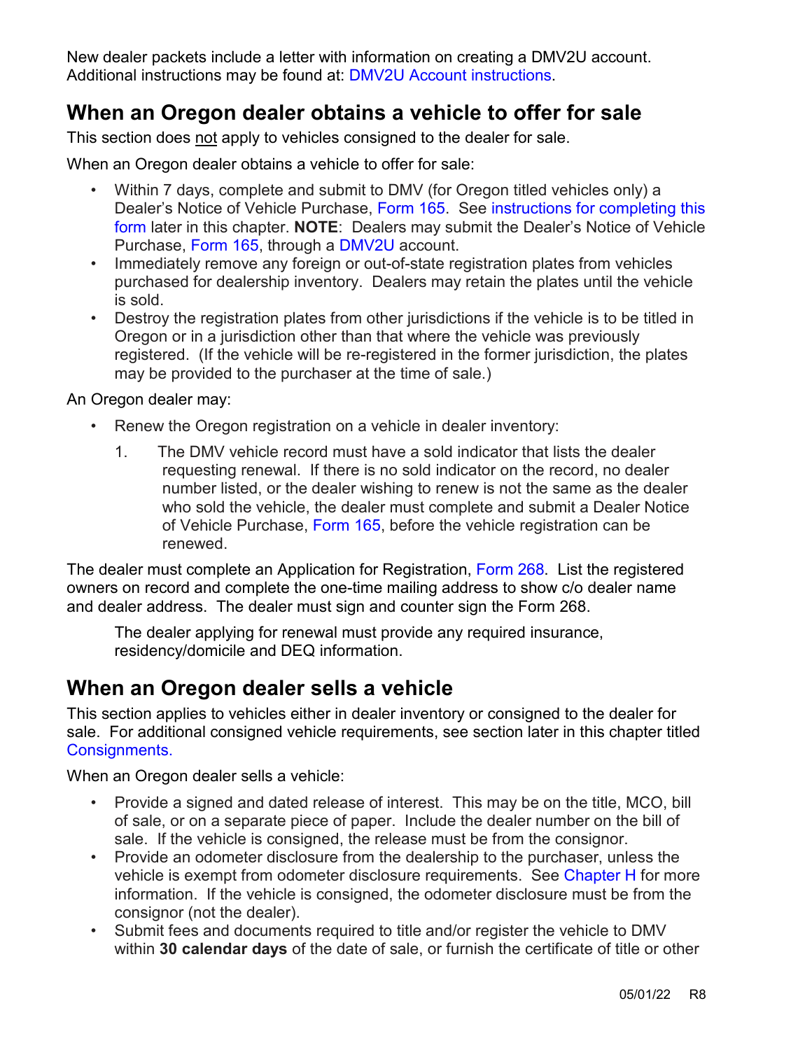New dealer packets include a letter with information on creating a DMV2U account. Additional instructions may be found at: DMV2U Account instructions.

## When an Oregon dealer obtains a vehicle to offer for sale

This section does not apply to vehicles consigned to the dealer for sale.

When an Oregon dealer obtains a vehicle to offer for sale:

- Within 7 days, complete and submit to DMV (for Oregon titled vehicles only) a Dealer's Notice of Vehicle Purchase, Form 165. See instructions for completing this form later in this chapter. **NOTE**: Dealers may submit the Dealer's Notice of Vehicle Purchase, Form 165, through a DMV2U account.
- Immediately remove any foreign or out-of-state registration plates from vehicles purchased for dealership inventory. Dealers may retain the plates until the vehicle is sold.
- Destroy the registration plates from other jurisdictions if the vehicle is to be titled in Oregon or in a jurisdiction other than that where the vehicle was previously registered. (If the vehicle will be re-registered in the former jurisdiction, the plates may be provided to the purchaser at the time of sale.)

An Oregon dealer may:

- Renew the Oregon registration on a vehicle in dealer inventory:
  1. The DMV vehicle record must have a sold indicator that lists the dealer requesting renewal. If there is no sold indicator on the record, no dealer number listed, or the dealer wishing to renew is not the same as the dealer who sold the vehicle, the dealer must complete and submit a Dealer Notice of Vehicle Purchase, Form 165, before the vehicle registration can be renewed.

The dealer must complete an Application for Registration, Form 268. List the registered owners on record and complete the one-time mailing address to show c/o dealer name and dealer address. The dealer must sign and counter sign the Form 268.

The dealer applying for renewal must provide any required insurance, residency/domicile and DEQ information.

## When an Oregon dealer sells a vehicle

This section applies to vehicles either in dealer inventory or consigned to the dealer for sale. For additional consigned vehicle requirements, see section later in this chapter titled Consignments.

When an Oregon dealer sells a vehicle:

- Provide a signed and dated release of interest. This may be on the title, MCO, bill of sale, or on a separate piece of paper. Include the dealer number on the bill of sale. If the vehicle is consigned, the release must be from the consignor.
- Provide an odometer disclosure from the dealership to the purchaser, unless the vehicle is exempt from odometer disclosure requirements. See Chapter H for more information. If the vehicle is consigned, the odometer disclosure must be from the consignor (not the dealer).
- Submit fees and documents required to title and/or register the vehicle to DMV within **30 calendar days** of the date of sale, or furnish the certificate of title or other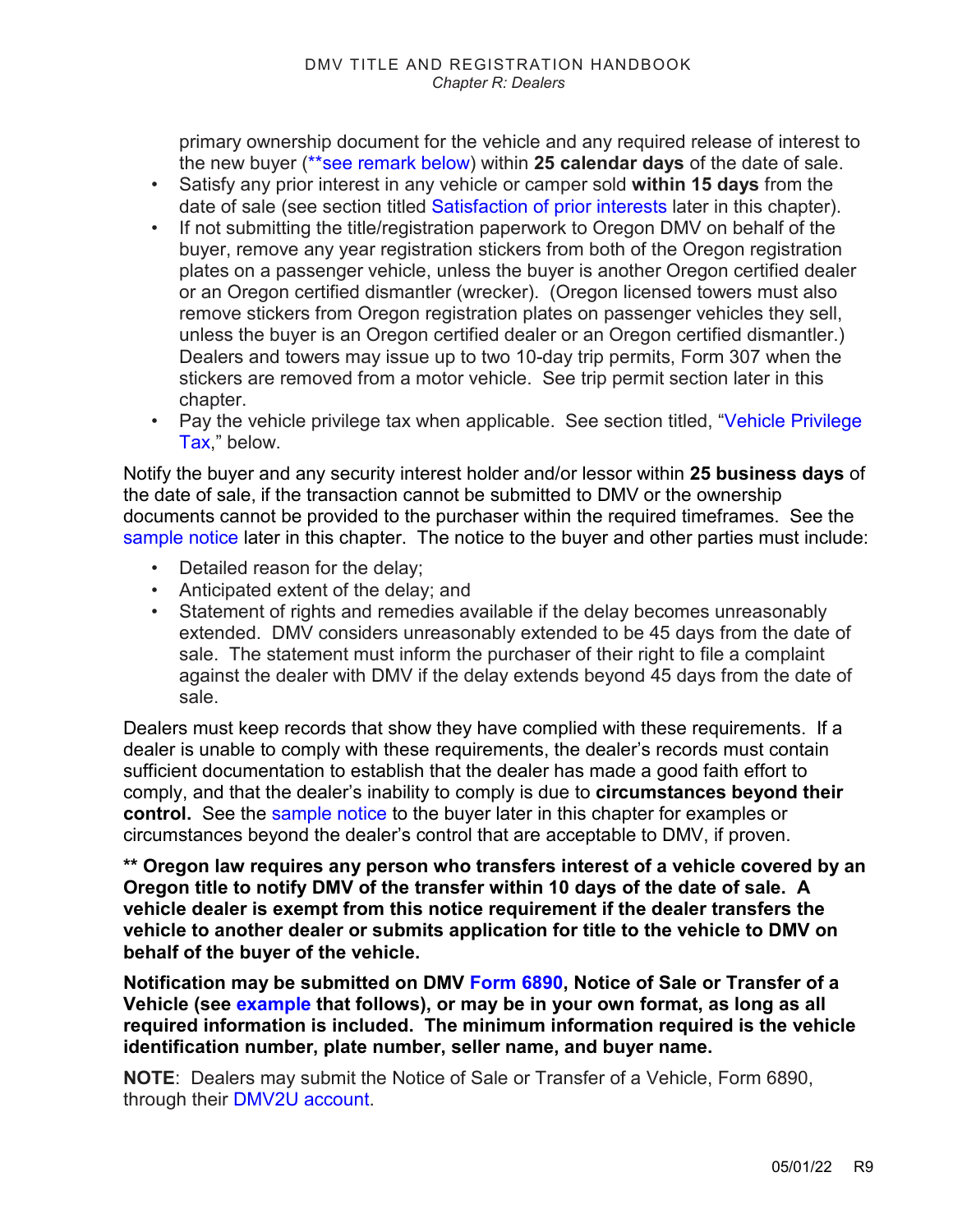primary ownership document for the vehicle and any required release of interest to the new buyer (**see remark below) within **25 calendar days** of the date of sale.

- Satisfy any prior interest in any vehicle or camper sold **within 15 days** from the date of sale (see section titled Satisfaction of prior interests later in this chapter).
- If not submitting the title/registration paperwork to Oregon DMV on behalf of the buyer, remove any year registration stickers from both of the Oregon registration plates on a passenger vehicle, unless the buyer is another Oregon certified dealer or an Oregon certified dismantler (wrecker). (Oregon licensed towers must also remove stickers from Oregon registration plates on passenger vehicles they sell, unless the buyer is an Oregon certified dealer or an Oregon certified dismantler.) Dealers and towers may issue up to two 10-day trip permits, Form 307 when the stickers are removed from a motor vehicle. See trip permit section later in this chapter.
- Pay the vehicle privilege tax when applicable. See section titled, "Vehicle Privilege Tax," below.

Notify the buyer and any security interest holder and/or lessor within **25 business days** of the date of sale, if the transaction cannot be submitted to DMV or the ownership documents cannot be provided to the purchaser within the required timeframes. See the sample notice later in this chapter. The notice to the buyer and other parties must include:

- Detailed reason for the delay;
- Anticipated extent of the delay; and
- Statement of rights and remedies available if the delay becomes unreasonably extended. DMV considers unreasonably extended to be 45 days from the date of sale. The statement must inform the purchaser of their right to file a complaint against the dealer with DMV if the delay extends beyond 45 days from the date of sale.

Dealers must keep records that show they have complied with these requirements. If a dealer is unable to comply with these requirements, the dealer's records must contain sufficient documentation to establish that the dealer has made a good faith effort to comply, and that the dealer's inability to comply is due to **circumstances beyond their control.** See the sample notice to the buyer later in this chapter for examples or circumstances beyond the dealer's control that are acceptable to DMV, if proven.

**** Oregon law requires any person who transfers interest of a vehicle covered by an Oregon title to notify DMV of the transfer within 10 days of the date of sale. A vehicle dealer is exempt from this notice requirement if the dealer transfers the vehicle to another dealer or submits application for title to the vehicle to DMV on behalf of the buyer of the vehicle.**

**Notification may be submitted on DMV Form 6890, Notice of Sale or Transfer of a Vehicle (see example that follows), or may be in your own format, as long as all required information is included. The minimum information required is the vehicle identification number, plate number, seller name, and buyer name.**

**NOTE**: Dealers may submit the Notice of Sale or Transfer of a Vehicle, Form 6890, through their DMV2U account.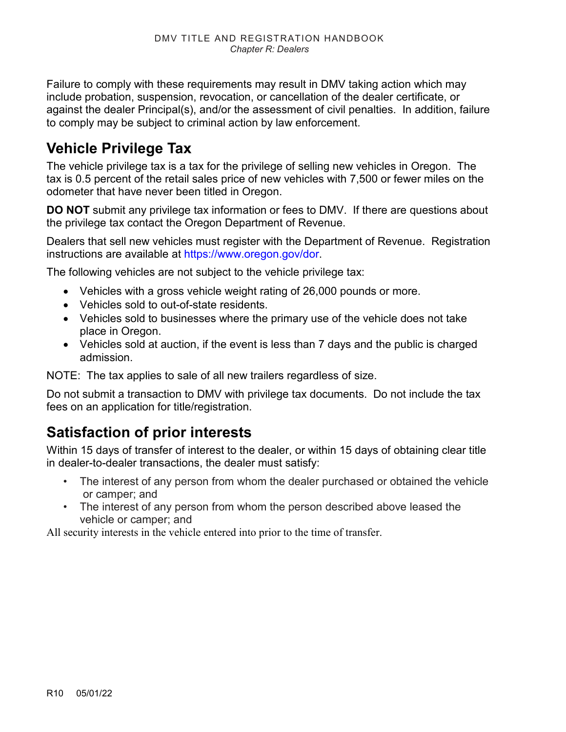Failure to comply with these requirements may result in DMV taking action which may include probation, suspension, revocation, or cancellation of the dealer certificate, or against the dealer Principal(s), and/or the assessment of civil penalties. In addition, failure to comply may be subject to criminal action by law enforcement.

## Vehicle Privilege Tax

The vehicle privilege tax is a tax for the privilege of selling new vehicles in Oregon. The tax is 0.5 percent of the retail sales price of new vehicles with 7,500 or fewer miles on the odometer that have never been titled in Oregon.

**DO NOT** submit any privilege tax information or fees to DMV. If there are questions about the privilege tax contact the Oregon Department of Revenue.

Dealers that sell new vehicles must register with the Department of Revenue. Registration instructions are available at https://www.oregon.gov/dor.

The following vehicles are not subject to the vehicle privilege tax:

- Vehicles with a gross vehicle weight rating of 26,000 pounds or more.
- Vehicles sold to out-of-state residents.
- Vehicles sold to businesses where the primary use of the vehicle does not take place in Oregon.
- Vehicles sold at auction, if the event is less than 7 days and the public is charged admission.

NOTE: The tax applies to sale of all new trailers regardless of size.

Do not submit a transaction to DMV with privilege tax documents. Do not include the tax fees on an application for title/registration.

## Satisfaction of prior interests

Within 15 days of transfer of interest to the dealer, or within 15 days of obtaining clear title in dealer-to-dealer transactions, the dealer must satisfy:

- The interest of any person from whom the dealer purchased or obtained the vehicle or camper; and
- The interest of any person from whom the person described above leased the vehicle or camper; and

All security interests in the vehicle entered into prior to the time of transfer.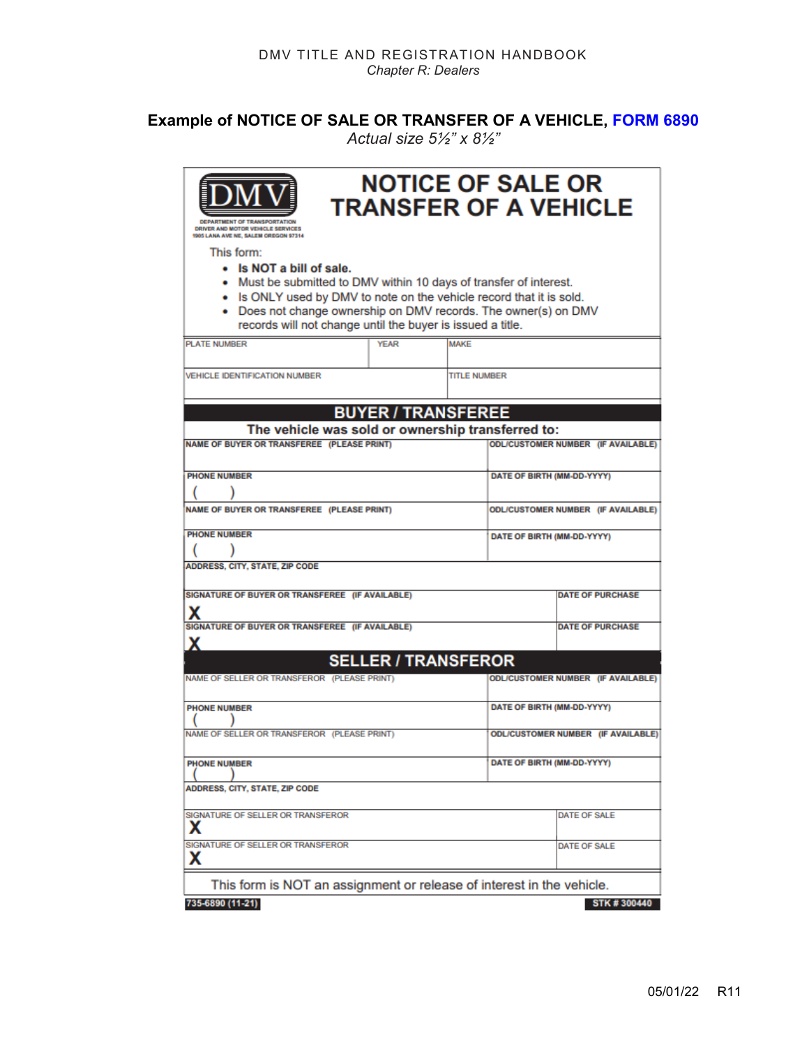## Example of NOTICE OF SALE OR TRANSFER OF A VEHICLE, FORM 6890

*Actual size 5½" x 8½"*

DMV
DEPARTMENT OF TRANSPORTATION
DRIVER AND MOTOR VEHICLE SERVICES
1905 LANA AVE NE, SALEM OREGON 97314

# NOTICE OF SALE OR TRANSFER OF A VEHICLE

This form:

- **Is NOT a bill of sale.**
- Must be submitted to DMV within 10 days of transfer of interest.
- Is ONLY used by DMV to note on the vehicle record that it is sold.
- Does not change ownership on DMV records. The owner(s) on DMV records will not change until the buyer is issued a title.

| PLATE NUMBER | YEAR | MAKE |
|---|---|---|
| | | |

| VEHICLE IDENTIFICATION NUMBER | TITLE NUMBER |
|---|---|
| | |

### BUYER / TRANSFEREE

**The vehicle was sold or ownership transferred to:**

| NAME OF BUYER OR TRANSFEREE (PLEASE PRINT) | ODL/CUSTOMER NUMBER (IF AVAILABLE) |
|---|---|
| PHONE NUMBER ( ) | DATE OF BIRTH (MM-DD-YYYY) |
| NAME OF BUYER OR TRANSFEREE (PLEASE PRINT) | ODL/CUSTOMER NUMBER (IF AVAILABLE) |
| PHONE NUMBER ( ) | DATE OF BIRTH (MM-DD-YYYY) |
| ADDRESS, CITY, STATE, ZIP CODE | |
| SIGNATURE OF BUYER OR TRANSFEREE (IF AVAILABLE) X | DATE OF PURCHASE |
| SIGNATURE OF BUYER OR TRANSFEREE (IF AVAILABLE) X | DATE OF PURCHASE |

### SELLER / TRANSFEROR

| NAME OF SELLER OR TRANSFEROR (PLEASE PRINT) | ODL/CUSTOMER NUMBER (IF AVAILABLE) |
|---|---|
| PHONE NUMBER ( ) | DATE OF BIRTH (MM-DD-YYYY) |
| NAME OF SELLER OR TRANSFEROR (PLEASE PRINT) | ODL/CUSTOMER NUMBER (IF AVAILABLE) |
| PHONE NUMBER ( ) | DATE OF BIRTH (MM-DD-YYYY) |
| ADDRESS, CITY, STATE, ZIP CODE | |
| SIGNATURE OF SELLER OR TRANSFEROR X | DATE OF SALE |
| SIGNATURE OF SELLER OR TRANSFEROR X | DATE OF SALE |

This form is NOT an assignment or release of interest in the vehicle.

735-6890 (11-21) STK # 300440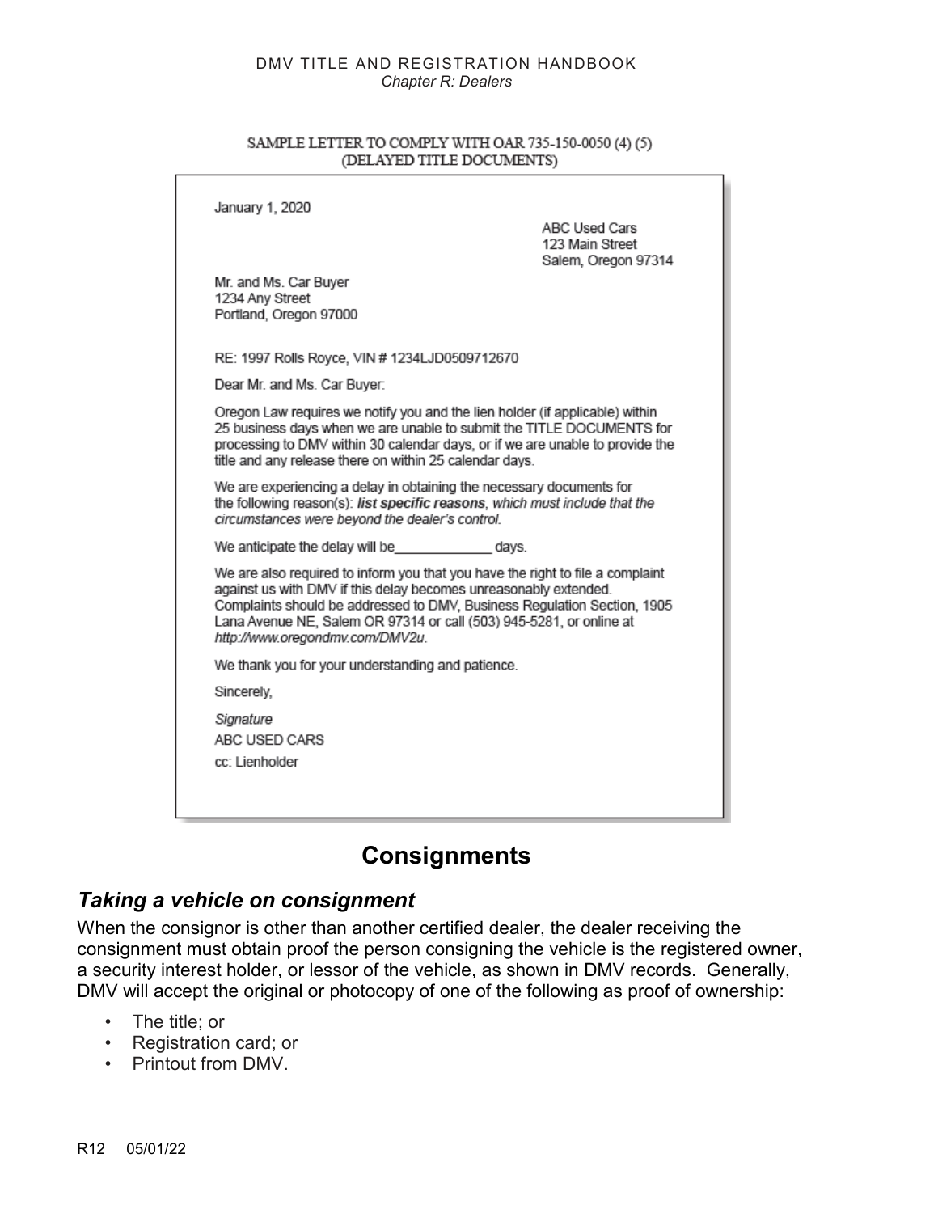SAMPLE LETTER TO COMPLY WITH OAR 735-150-0050 (4) (5)
(DELAYED TITLE DOCUMENTS)

January 1, 2020

ABC Used Cars
123 Main Street
Salem, Oregon 97314

Mr. and Ms. Car Buyer
1234 Any Street
Portland, Oregon 97000

RE: 1997 Rolls Royce, VIN # 1234LJD0509712670

Dear Mr. and Ms. Car Buyer:

Oregon Law requires we notify you and the lien holder (if applicable) within 25 business days when we are unable to submit the TITLE DOCUMENTS for processing to DMV within 30 calendar days, or if we are unable to provide the title and any release there on within 25 calendar days.

We are experiencing a delay in obtaining the necessary documents for the following reason(s): ***list specific reasons**, which must include that the circumstances were beyond the dealer's control.*

We anticipate the delay will be_____________ days.

We are also required to inform you that you have the right to file a complaint against us with DMV if this delay becomes unreasonably extended. Complaints should be addressed to DMV, Business Regulation Section, 1905 Lana Avenue NE, Salem OR 97314 or call (503) 945-5281, or online at *http://www.oregondmv.com/DMV2u*.

We thank you for your understanding and patience.

Sincerely,

*Signature*

ABC USED CARS

cc: Lienholder

# Consignments

## *Taking a vehicle on consignment*

When the consignor is other than another certified dealer, the dealer receiving the consignment must obtain proof the person consigning the vehicle is the registered owner, a security interest holder, or lessor of the vehicle, as shown in DMV records. Generally, DMV will accept the original or photocopy of one of the following as proof of ownership:

- The title; or
- Registration card; or
- Printout from DMV.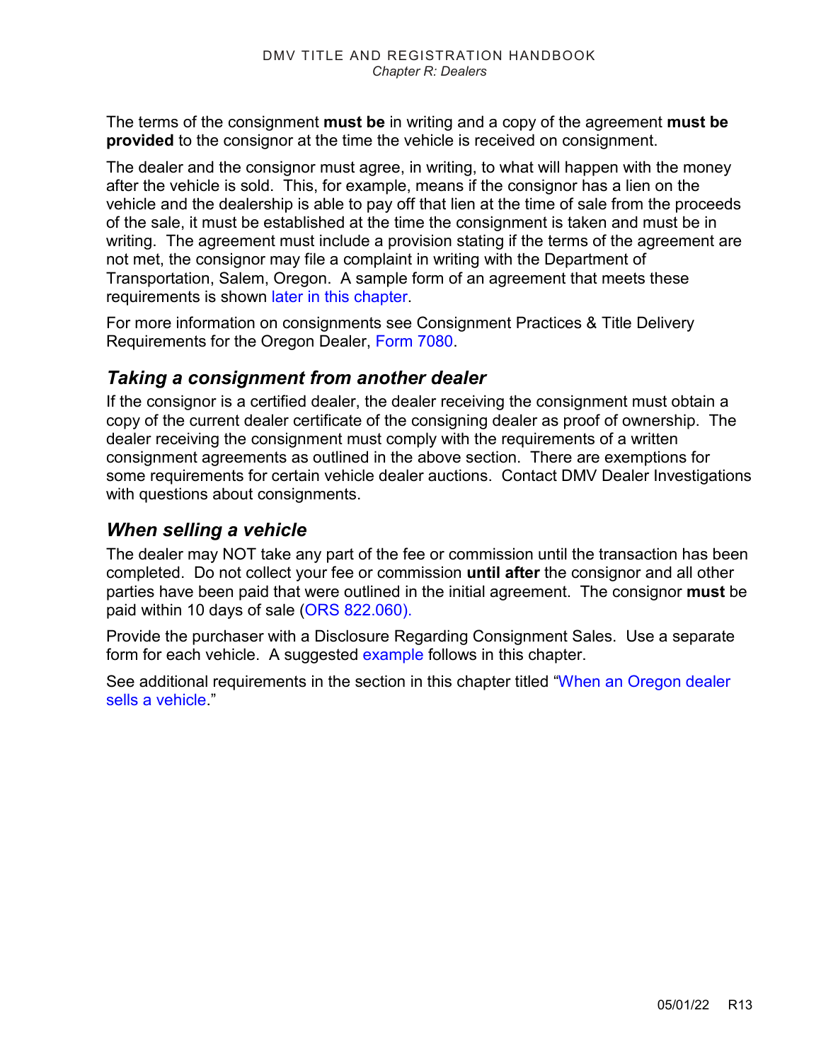The terms of the consignment **must be** in writing and a copy of the agreement **must be provided** to the consignor at the time the vehicle is received on consignment.

The dealer and the consignor must agree, in writing, to what will happen with the money after the vehicle is sold. This, for example, means if the consignor has a lien on the vehicle and the dealership is able to pay off that lien at the time of sale from the proceeds of the sale, it must be established at the time the consignment is taken and must be in writing. The agreement must include a provision stating if the terms of the agreement are not met, the consignor may file a complaint in writing with the Department of Transportation, Salem, Oregon. A sample form of an agreement that meets these requirements is shown later in this chapter.

For more information on consignments see Consignment Practices & Title Delivery Requirements for the Oregon Dealer, Form 7080.

## *Taking a consignment from another dealer*

If the consignor is a certified dealer, the dealer receiving the consignment must obtain a copy of the current dealer certificate of the consigning dealer as proof of ownership. The dealer receiving the consignment must comply with the requirements of a written consignment agreements as outlined in the above section. There are exemptions for some requirements for certain vehicle dealer auctions. Contact DMV Dealer Investigations with questions about consignments.

## *When selling a vehicle*

The dealer may NOT take any part of the fee or commission until the transaction has been completed. Do not collect your fee or commission **until after** the consignor and all other parties have been paid that were outlined in the initial agreement. The consignor **must** be paid within 10 days of sale (ORS 822.060).

Provide the purchaser with a Disclosure Regarding Consignment Sales. Use a separate form for each vehicle. A suggested example follows in this chapter.

See additional requirements in the section in this chapter titled "When an Oregon dealer sells a vehicle."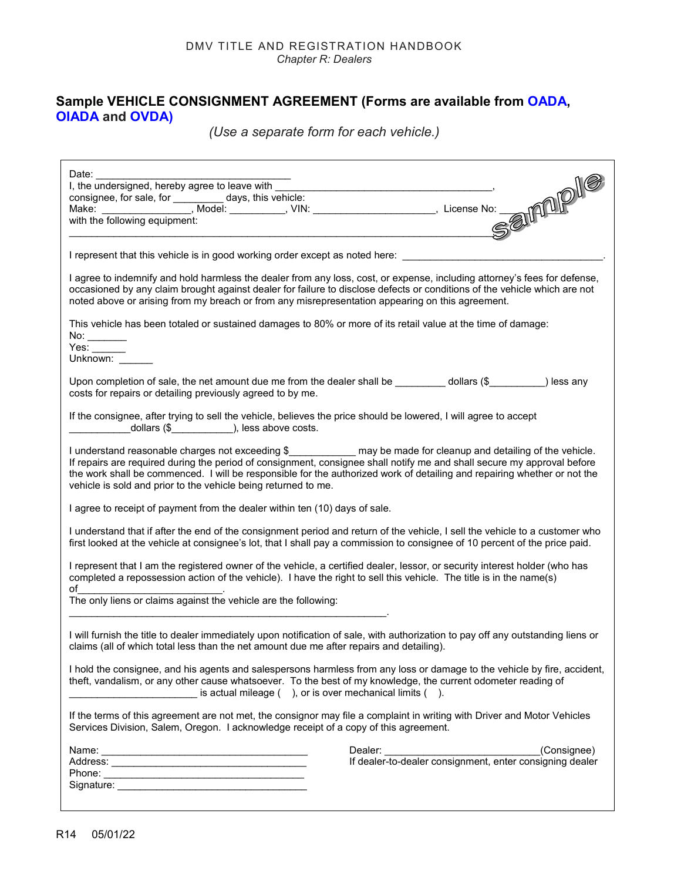## Sample VEHICLE CONSIGNMENT AGREEMENT (Forms are available from OADA, OIADA and OVDA)

*(Use a separate form for each vehicle.)*

Date: ___________________________________
I, the undersigned, hereby agree to leave with ______________________________________,
consignee, for sale, for _________ days, this vehicle:
Make: ________________, Model: __________, VIN: ______________________, License No: __________
with the following equipment:
_____________________________________________________________________________

I represent that this vehicle is in good working order except as noted here: ____________________________________.

I agree to indemnify and hold harmless the dealer from any loss, cost, or expense, including attorney's fees for defense, occasioned by any claim brought against dealer for failure to disclose defects or conditions of the vehicle which are not noted above or arising from my breach or from any misrepresentation appearing on this agreement.

This vehicle has been totaled or sustained damages to 80% or more of its retail value at the time of damage:
No: _______
Yes: ______
Unknown: ______

Upon completion of sale, the net amount due me from the dealer shall be _________ dollars ($__________) less any costs for repairs or detailing previously agreed to by me.

If the consignee, after trying to sell the vehicle, believes the price should be lowered, I will agree to accept ___________dollars ($___________), less above costs.

I understand reasonable charges not exceeding $____________ may be made for cleanup and detailing of the vehicle. If repairs are required during the period of consignment, consignee shall notify me and shall secure my approval before the work shall be commenced. I will be responsible for the authorized work of detailing and repairing whether or not the vehicle is sold and prior to the vehicle being returned to me.

I agree to receipt of payment from the dealer within ten (10) days of sale.

I understand that if after the end of the consignment period and return of the vehicle, I sell the vehicle to a customer who first looked at the vehicle at consignee's lot, that I shall pay a commission to consignee of 10 percent of the price paid.

I represent that I am the registered owner of the vehicle, a certified dealer, lessor, or security interest holder (who has completed a repossession action of the vehicle). I have the right to sell this vehicle. The title is in the name(s) of__________________________.
The only liens or claims against the vehicle are the following:
___________________________________________________________.

I will furnish the title to dealer immediately upon notification of sale, with authorization to pay off any outstanding liens or claims (all of which total less than the net amount due me after repairs and detailing).

I hold the consignee, and his agents and salespersons harmless from any loss or damage to the vehicle by fire, accident, theft, vandalism, or any other cause whatsoever. To the best of my knowledge, the current odometer reading of _______________________ is actual mileage ( ), or is over mechanical limits ( ).

If the terms of this agreement are not met, the consignor may file a complaint in writing with Driver and Motor Vehicles Services Division, Salem, Oregon. I acknowledge receipt of a copy of this agreement.

Name: _____________________________________
Address: ___________________________________
Phone: ____________________________________
Signature: __________________________________

Dealer: ____________________________(Consignee)
If dealer-to-dealer consignment, enter consigning dealer

R14 05/01/22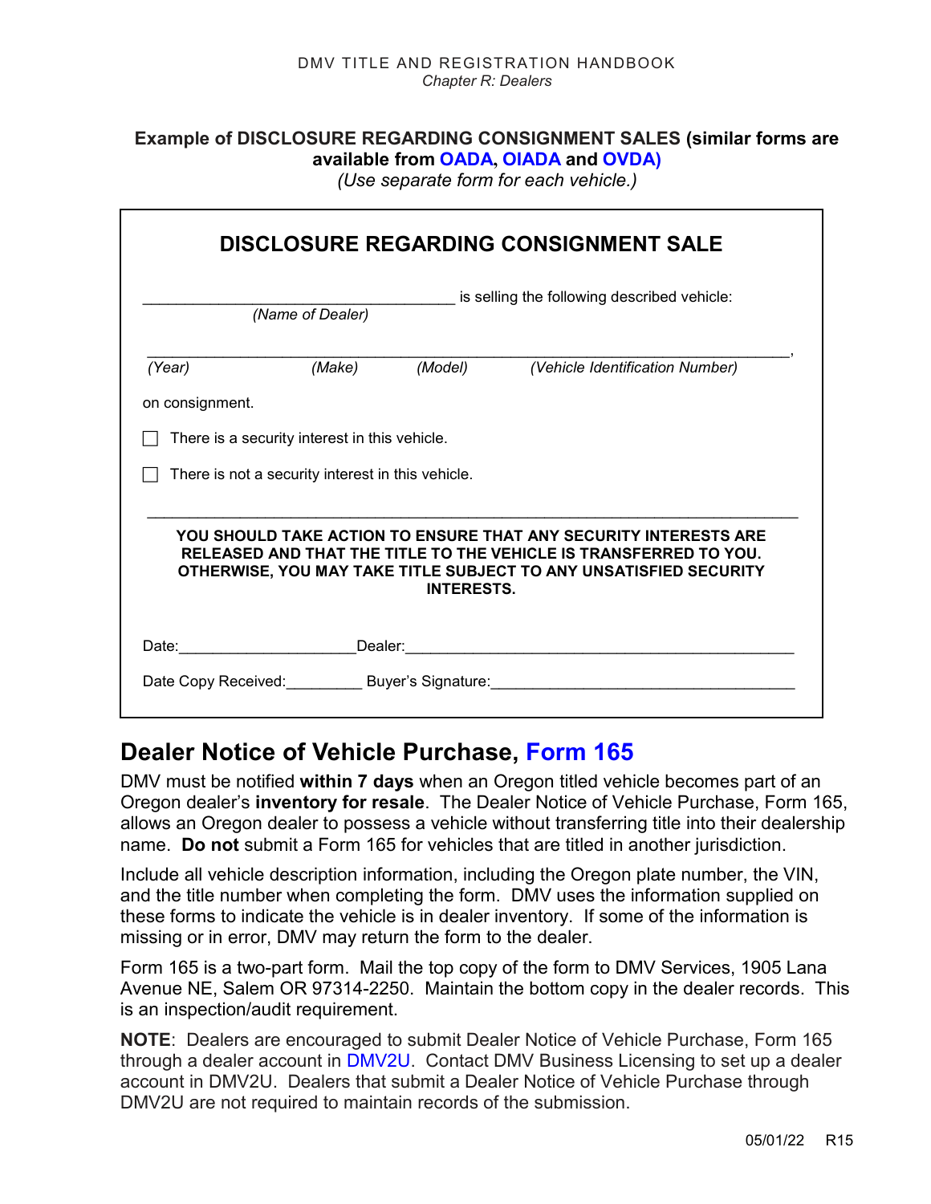**Example of DISCLOSURE REGARDING CONSIGNMENT SALES (similar forms are available from OADA, OIADA and OVDA)**

*(Use separate form for each vehicle.)*

**DISCLOSURE REGARDING CONSIGNMENT SALE**

___________________________________ is selling the following described vehicle:
*(Name of Dealer)*

________________________________________________________________________,
*(Year)* *(Make)* *(Model)* *(Vehicle Identification Number)*

on consignment.

☐ There is a security interest in this vehicle.

☐ There is not a security interest in this vehicle.

**YOU SHOULD TAKE ACTION TO ENSURE THAT ANY SECURITY INTERESTS ARE RELEASED AND THAT THE TITLE TO THE VEHICLE IS TRANSFERRED TO YOU. OTHERWISE, YOU MAY TAKE TITLE SUBJECT TO ANY UNSATISFIED SECURITY INTERESTS.**

Date:____________________ Dealer:____________________________________________

Date Copy Received:_________ Buyer's Signature:___________________________________

## Dealer Notice of Vehicle Purchase, Form 165

DMV must be notified **within 7 days** when an Oregon titled vehicle becomes part of an Oregon dealer's **inventory for resale**. The Dealer Notice of Vehicle Purchase, Form 165, allows an Oregon dealer to possess a vehicle without transferring title into their dealership name. **Do not** submit a Form 165 for vehicles that are titled in another jurisdiction.

Include all vehicle description information, including the Oregon plate number, the VIN, and the title number when completing the form. DMV uses the information supplied on these forms to indicate the vehicle is in dealer inventory. If some of the information is missing or in error, DMV may return the form to the dealer.

Form 165 is a two-part form. Mail the top copy of the form to DMV Services, 1905 Lana Avenue NE, Salem OR 97314-2250. Maintain the bottom copy in the dealer records. This is an inspection/audit requirement.

**NOTE**: Dealers are encouraged to submit Dealer Notice of Vehicle Purchase, Form 165 through a dealer account in DMV2U. Contact DMV Business Licensing to set up a dealer account in DMV2U. Dealers that submit a Dealer Notice of Vehicle Purchase through DMV2U are not required to maintain records of the submission.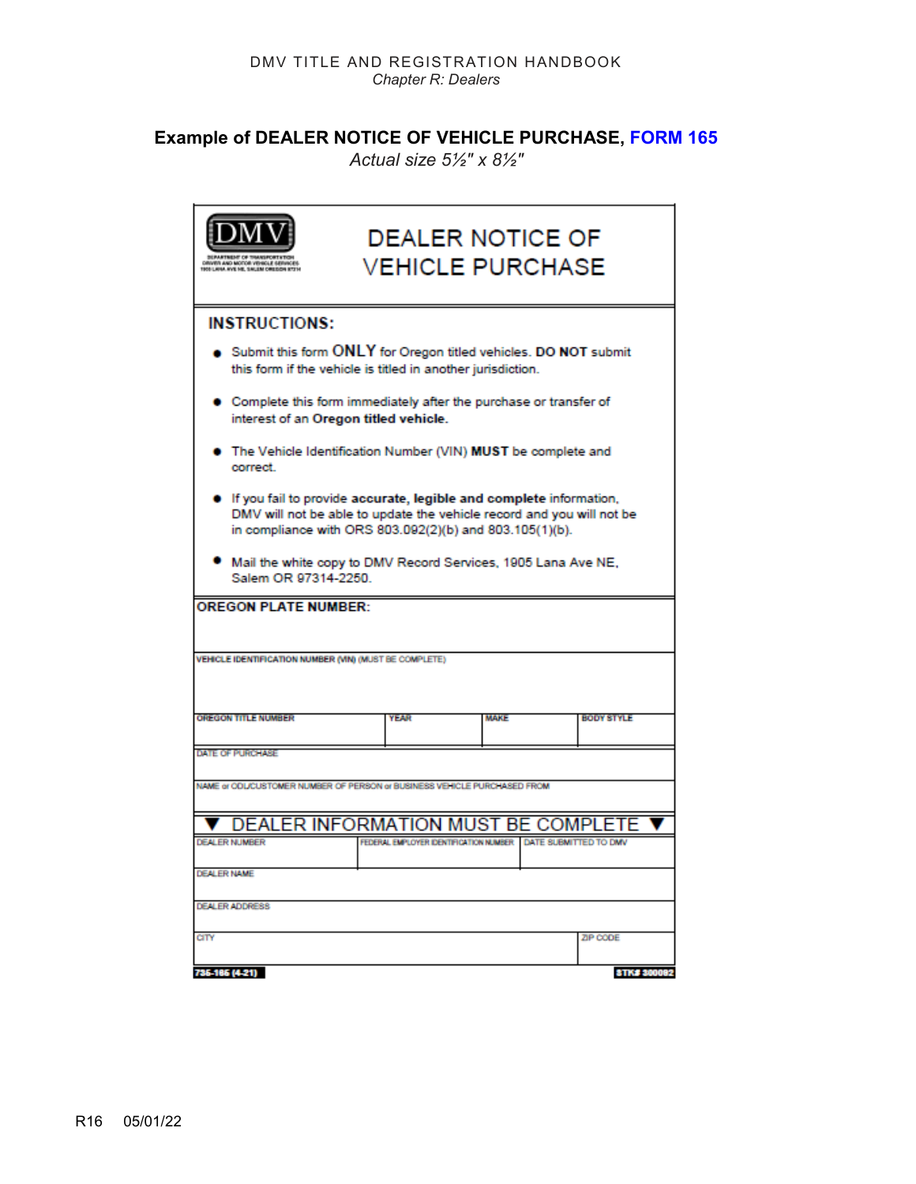## Example of DEALER NOTICE OF VEHICLE PURCHASE, FORM 165

*Actual size 5½" x 8½"*

DMV
DEPARTMENT OF TRANSPORTATION
DRIVER AND MOTOR VEHICLE SERVICES
1905 LANA AVE NE, SALEM OREGON 97314

# DEALER NOTICE OF VEHICLE PURCHASE

**INSTRUCTIONS:**

- Submit this form **ONLY** for Oregon titled vehicles. **DO NOT** submit this form if the vehicle is titled in another jurisdiction.
- Complete this form immediately after the purchase or transfer of interest of an **Oregon titled vehicle.**
- The Vehicle Identification Number (VIN) **MUST** be complete and correct.
- If you fail to provide **accurate, legible and complete** information, DMV will not be able to update the vehicle record and you will not be in compliance with ORS 803.092(2)(b) and 803.105(1)(b).
- Mail the white copy to DMV Record Services, 1905 Lana Ave NE, Salem OR 97314-2250.

**OREGON PLATE NUMBER:**

| VEHICLE IDENTIFICATION NUMBER (VIN) (MUST BE COMPLETE) | | | |
|---|---|---|---|
| OREGON TITLE NUMBER | YEAR | MAKE | BODY STYLE |
| DATE OF PURCHASE | | | |
| NAME or ODL/CUSTOMER NUMBER OF PERSON or BUSINESS VEHICLE PURCHASED FROM | | | |

▼ DEALER INFORMATION MUST BE COMPLETE ▼

| DEALER NUMBER | FEDERAL EMPLOYER IDENTIFICATION NUMBER | DATE SUBMITTED TO DMV |
|---|---|---|
| DEALER NAME | | |
| DEALER ADDRESS | | |
| CITY | | ZIP CODE |

735-165 (4-21) STK# 300092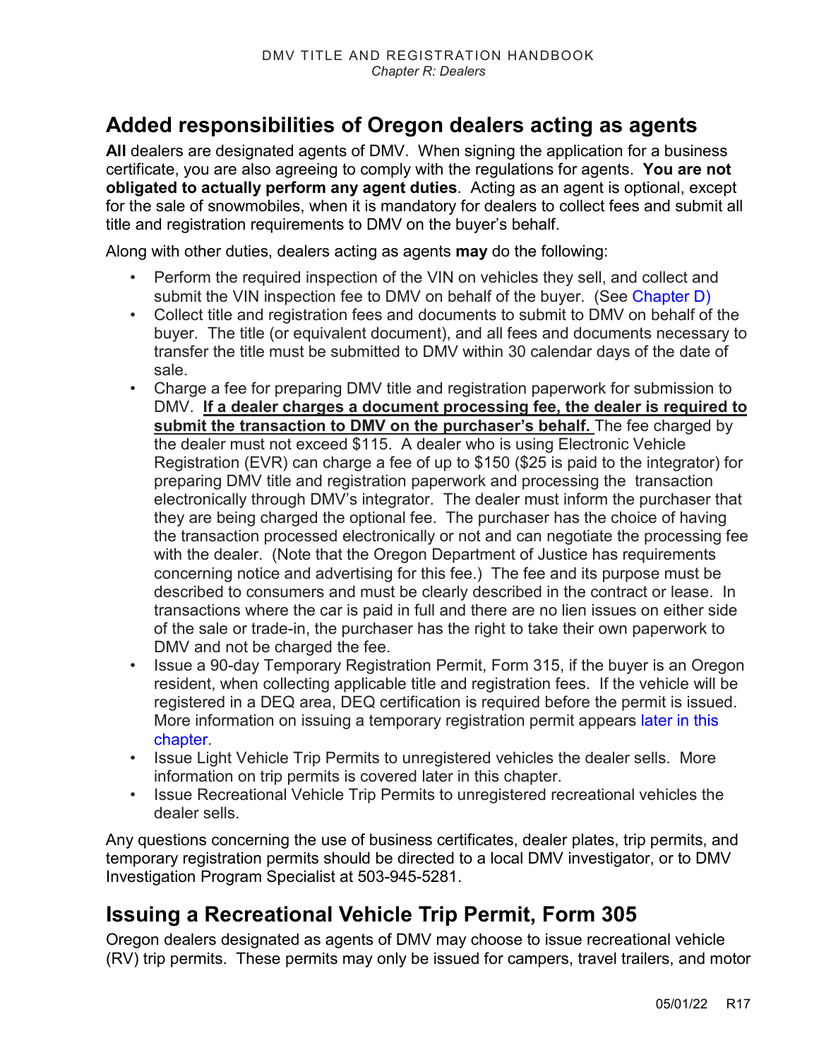## Added responsibilities of Oregon dealers acting as agents

**All** dealers are designated agents of DMV. When signing the application for a business certificate, you are also agreeing to comply with the regulations for agents. **You are not obligated to actually perform any agent duties**. Acting as an agent is optional, except for the sale of snowmobiles, when it is mandatory for dealers to collect fees and submit all title and registration requirements to DMV on the buyer's behalf.

Along with other duties, dealers acting as agents **may** do the following:

- Perform the required inspection of the VIN on vehicles they sell, and collect and submit the VIN inspection fee to DMV on behalf of the buyer. (See Chapter D)
- Collect title and registration fees and documents to submit to DMV on behalf of the buyer. The title (or equivalent document), and all fees and documents necessary to transfer the title must be submitted to DMV within 30 calendar days of the date of sale.
- Charge a fee for preparing DMV title and registration paperwork for submission to DMV. **If a dealer charges a document processing fee, the dealer is required to submit the transaction to DMV on the purchaser's behalf.** The fee charged by the dealer must not exceed $115. A dealer who is using Electronic Vehicle Registration (EVR) can charge a fee of up to $150 ($25 is paid to the integrator) for preparing DMV title and registration paperwork and processing the transaction electronically through DMV's integrator. The dealer must inform the purchaser that they are being charged the optional fee. The purchaser has the choice of having the transaction processed electronically or not and can negotiate the processing fee with the dealer. (Note that the Oregon Department of Justice has requirements concerning notice and advertising for this fee.) The fee and its purpose must be described to consumers and must be clearly described in the contract or lease. In transactions where the car is paid in full and there are no lien issues on either side of the sale or trade-in, the purchaser has the right to take their own paperwork to DMV and not be charged the fee.
- Issue a 90-day Temporary Registration Permit, Form 315, if the buyer is an Oregon resident, when collecting applicable title and registration fees. If the vehicle will be registered in a DEQ area, DEQ certification is required before the permit is issued. More information on issuing a temporary registration permit appears later in this chapter.
- Issue Light Vehicle Trip Permits to unregistered vehicles the dealer sells. More information on trip permits is covered later in this chapter.
- Issue Recreational Vehicle Trip Permits to unregistered recreational vehicles the dealer sells.

Any questions concerning the use of business certificates, dealer plates, trip permits, and temporary registration permits should be directed to a local DMV investigator, or to DMV Investigation Program Specialist at 503-945-5281.

## Issuing a Recreational Vehicle Trip Permit, Form 305

Oregon dealers designated as agents of DMV may choose to issue recreational vehicle (RV) trip permits. These permits may only be issued for campers, travel trailers, and motor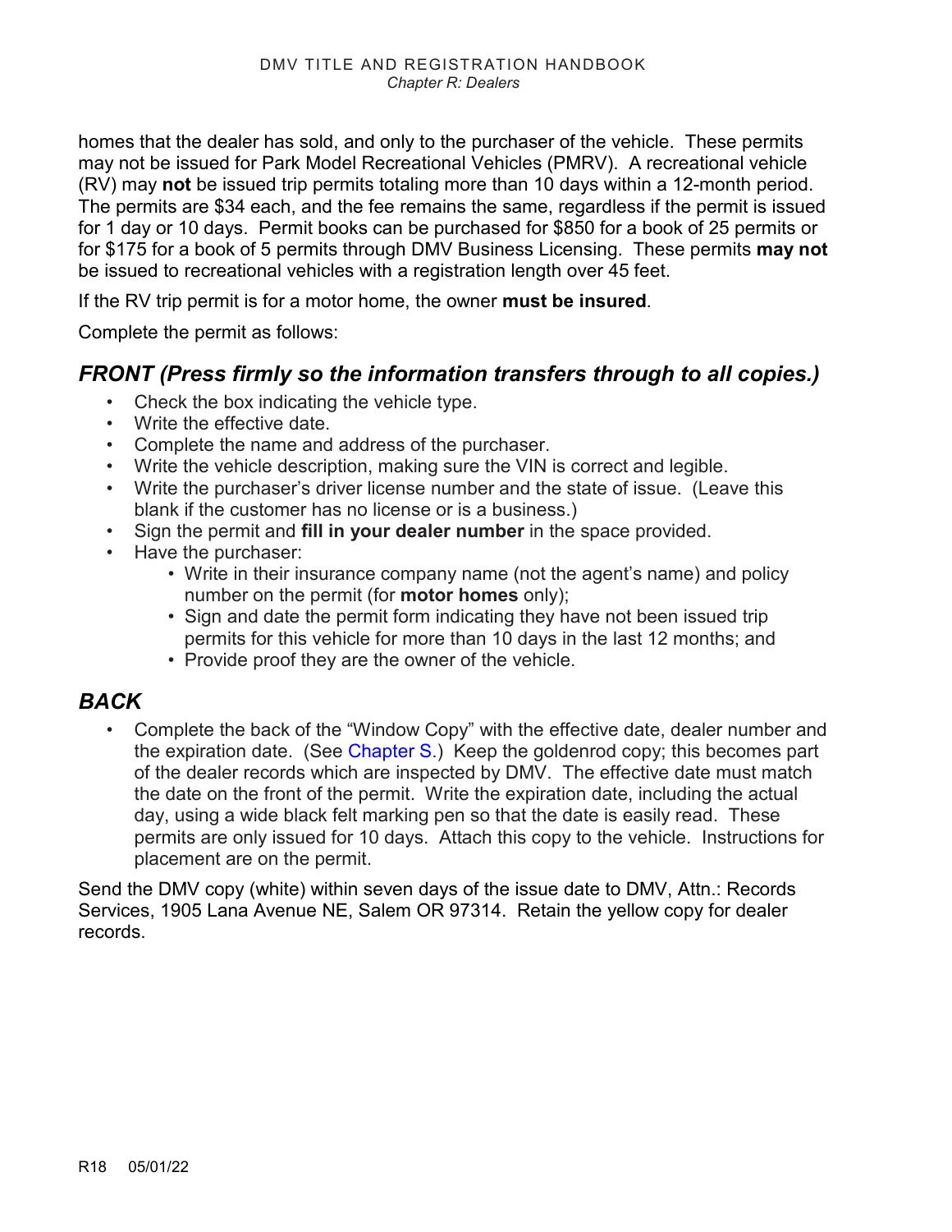homes that the dealer has sold, and only to the purchaser of the vehicle. These permits may not be issued for Park Model Recreational Vehicles (PMRV). A recreational vehicle (RV) may **not** be issued trip permits totaling more than 10 days within a 12-month period. The permits are $34 each, and the fee remains the same, regardless if the permit is issued for 1 day or 10 days. Permit books can be purchased for $850 for a book of 25 permits or for $175 for a book of 5 permits through DMV Business Licensing. These permits **may not** be issued to recreational vehicles with a registration length over 45 feet.

If the RV trip permit is for a motor home, the owner **must be insured**.

Complete the permit as follows:

## *FRONT (Press firmly so the information transfers through to all copies.)*

- Check the box indicating the vehicle type.
- Write the effective date.
- Complete the name and address of the purchaser.
- Write the vehicle description, making sure the VIN is correct and legible.
- Write the purchaser's driver license number and the state of issue. (Leave this blank if the customer has no license or is a business.)
- Sign the permit and **fill in your dealer number** in the space provided.
- Have the purchaser:
    - Write in their insurance company name (not the agent's name) and policy number on the permit (for **motor homes** only);
    - Sign and date the permit form indicating they have not been issued trip permits for this vehicle for more than 10 days in the last 12 months; and
    - Provide proof they are the owner of the vehicle.

## *BACK*

- Complete the back of the "Window Copy" with the effective date, dealer number and the expiration date. (See Chapter S.) Keep the goldenrod copy; this becomes part of the dealer records which are inspected by DMV. The effective date must match the date on the front of the permit. Write the expiration date, including the actual day, using a wide black felt marking pen so that the date is easily read. These permits are only issued for 10 days. Attach this copy to the vehicle. Instructions for placement are on the permit.

Send the DMV copy (white) within seven days of the issue date to DMV, Attn.: Records Services, 1905 Lana Avenue NE, Salem OR 97314. Retain the yellow copy for dealer records.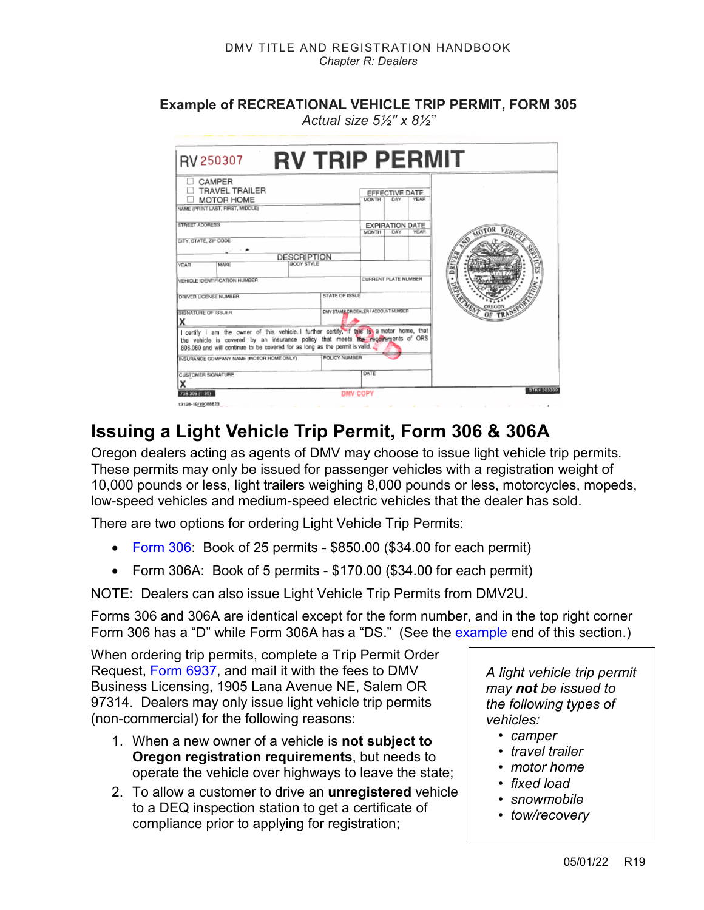**Example of RECREATIONAL VEHICLE TRIP PERMIT, FORM 305**

*Actual size 5½" x 8½"*

RV 250307 **RV TRIP PERMIT**

☐ CAMPER
☐ TRAVEL TRAILER
☐ MOTOR HOME

| EFFECTIVE DATE | | |
|---|---|---|
| MONTH | DAY | YEAR |

NAME (PRINT LAST, FIRST, MIDDLE)

| EXPIRATION DATE | | |
|---|---|---|
| MONTH | DAY | YEAR |

STREET ADDRESS

CITY, STATE, ZIP CODE

DESCRIPTION

| YEAR | MAKE | BODY STYLE |
|---|---|---|

VEHICLE IDENTIFICATION NUMBER

CURRENT PLATE NUMBER

DRIVER LICENSE NUMBER — STATE OF ISSUE

SIGNATURE OF ISSUER
X

DMV STAMP OR DEALER / ACCOUNT NUMBER

I certify I am the owner of this vehicle. I further certify, if this is a motor home, that the vehicle is covered by an insurance policy that meets the requirements of ORS 806.080 and will continue to be covered for as long as the permit is valid.

INSURANCE COMPANY NAME (MOTOR HOME ONLY) — POLICY NUMBER

CUSTOMER SIGNATURE
X

DATE

735-305 (1-20) — DMV COPY — STK# 305360

13128-19/19088823

VOID

DRIVER AND MOTOR VEHICLE SERVICES — OREGON DEPARTMENT OF TRANSPORTATION

## Issuing a Light Vehicle Trip Permit, Form 306 & 306A

Oregon dealers acting as agents of DMV may choose to issue light vehicle trip permits. These permits may only be issued for passenger vehicles with a registration weight of 10,000 pounds or less, light trailers weighing 8,000 pounds or less, motorcycles, mopeds, low-speed vehicles and medium-speed electric vehicles that the dealer has sold.

There are two options for ordering Light Vehicle Trip Permits:

- Form 306: Book of 25 permits - $850.00 ($34.00 for each permit)
- Form 306A: Book of 5 permits - $170.00 ($34.00 for each permit)

NOTE: Dealers can also issue Light Vehicle Trip Permits from DMV2U.

Forms 306 and 306A are identical except for the form number, and in the top right corner Form 306 has a "D" while Form 306A has a "DS." (See the example end of this section.)

When ordering trip permits, complete a Trip Permit Order Request, Form 6937, and mail it with the fees to DMV Business Licensing, 1905 Lana Avenue NE, Salem OR 97314. Dealers may only issue light vehicle trip permits (non-commercial) for the following reasons:

1. When a new owner of a vehicle is **not subject to Oregon registration requirements**, but needs to operate the vehicle over highways to leave the state;
2. To allow a customer to drive an **unregistered** vehicle to a DEQ inspection station to get a certificate of compliance prior to applying for registration;

*A light vehicle trip permit may **not** be issued to the following types of vehicles:*

- *camper*
- *travel trailer*
- *motor home*
- *fixed load*
- *snowmobile*
- *tow/recovery*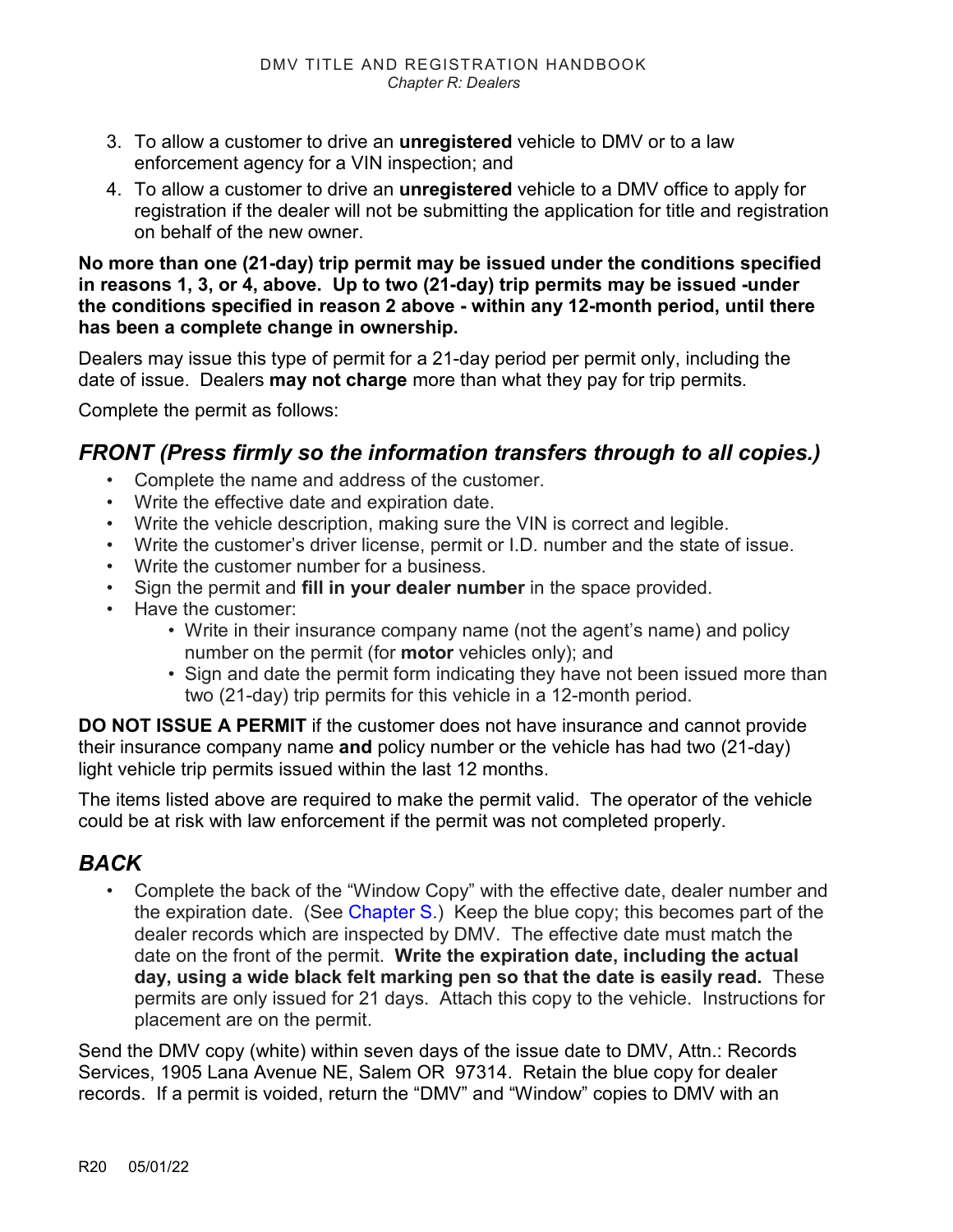3. To allow a customer to drive an **unregistered** vehicle to DMV or to a law enforcement agency for a VIN inspection; and
4. To allow a customer to drive an **unregistered** vehicle to a DMV office to apply for registration if the dealer will not be submitting the application for title and registration on behalf of the new owner.

**No more than one (21-day) trip permit may be issued under the conditions specified in reasons 1, 3, or 4, above. Up to two (21-day) trip permits may be issued -under the conditions specified in reason 2 above - within any 12-month period, until there has been a complete change in ownership.**

Dealers may issue this type of permit for a 21-day period per permit only, including the date of issue. Dealers **may not charge** more than what they pay for trip permits.

Complete the permit as follows:

## *FRONT (Press firmly so the information transfers through to all copies.)*

- Complete the name and address of the customer.
- Write the effective date and expiration date.
- Write the vehicle description, making sure the VIN is correct and legible.
- Write the customer's driver license, permit or I.D. number and the state of issue.
- Write the customer number for a business.
- Sign the permit and **fill in your dealer number** in the space provided.
- Have the customer:
    - Write in their insurance company name (not the agent's name) and policy number on the permit (for **motor** vehicles only); and
    - Sign and date the permit form indicating they have not been issued more than two (21-day) trip permits for this vehicle in a 12-month period.

**DO NOT ISSUE A PERMIT** if the customer does not have insurance and cannot provide their insurance company name **and** policy number or the vehicle has had two (21-day) light vehicle trip permits issued within the last 12 months.

The items listed above are required to make the permit valid. The operator of the vehicle could be at risk with law enforcement if the permit was not completed properly.

## *BACK*

- Complete the back of the "Window Copy" with the effective date, dealer number and the expiration date. (See Chapter S.) Keep the blue copy; this becomes part of the dealer records which are inspected by DMV. The effective date must match the date on the front of the permit. **Write the expiration date, including the actual day, using a wide black felt marking pen so that the date is easily read.** These permits are only issued for 21 days. Attach this copy to the vehicle. Instructions for placement are on the permit.

Send the DMV copy (white) within seven days of the issue date to DMV, Attn.: Records Services, 1905 Lana Avenue NE, Salem OR 97314. Retain the blue copy for dealer records. If a permit is voided, return the "DMV" and "Window" copies to DMV with an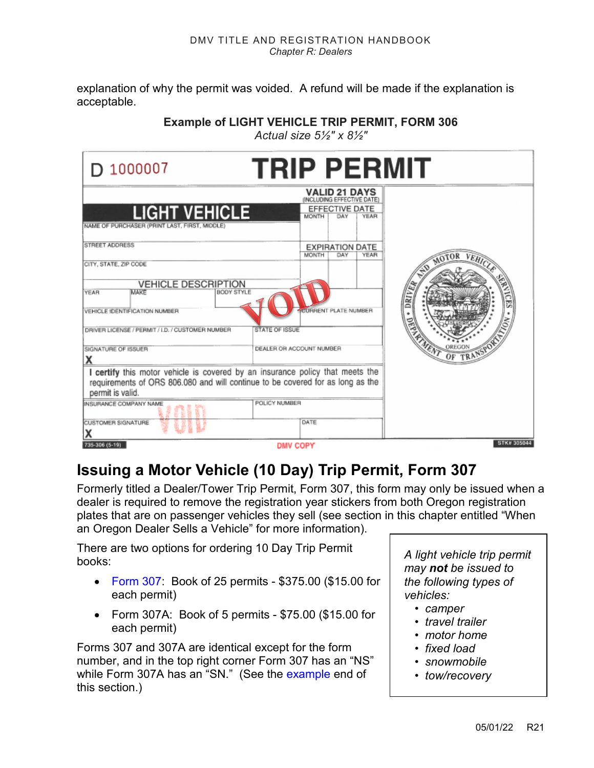explanation of why the permit was voided. A refund will be made if the explanation is acceptable.

**Example of LIGHT VEHICLE TRIP PERMIT, FORM 306**

*Actual size 5½" x 8½"*

D 1000007 **TRIP PERMIT**

**LIGHT VEHICLE**

VALID 21 DAYS (INCLUDING EFFECTIVE DATE)

EFFECTIVE DATE: MONTH | DAY | YEAR

EXPIRATION DATE: MONTH | DAY | YEAR

NAME OF PURCHASER (PRINT LAST, FIRST, MIDDLE)

STREET ADDRESS

CITY, STATE, ZIP CODE

VEHICLE DESCRIPTION

YEAR | MAKE | BODY STYLE

VEHICLE IDENTIFICATION NUMBER | CURRENT PLATE NUMBER

DRIVER LICENSE / PERMIT / I.D. / CUSTOMER NUMBER | STATE OF ISSUE

SIGNATURE OF ISSUER X | DEALER OR ACCOUNT NUMBER

I **certify** this motor vehicle is covered by an insurance policy that meets the requirements of ORS 806.080 and will continue to be covered for as long as the permit is valid.

INSURANCE COMPANY NAME | POLICY NUMBER

CUSTOMER SIGNATURE X | DATE

VOID

735-306 (5-19) DMV COPY STK# 305044

## Issuing a Motor Vehicle (10 Day) Trip Permit, Form 307

Formerly titled a Dealer/Tower Trip Permit, Form 307, this form may only be issued when a dealer is required to remove the registration year stickers from both Oregon registration plates that are on passenger vehicles they sell (see section in this chapter entitled "When an Oregon Dealer Sells a Vehicle" for more information).

There are two options for ordering 10 Day Trip Permit books:

- Form 307: Book of 25 permits - $375.00 ($15.00 for each permit)
- Form 307A: Book of 5 permits - $75.00 ($15.00 for each permit)

Forms 307 and 307A are identical except for the form number, and in the top right corner Form 307 has an "NS" while Form 307A has an "SN." (See the example end of this section.)

> *A light vehicle trip permit may **not** be issued to the following types of vehicles:*
> - *camper*
> - *travel trailer*
> - *motor home*
> - *fixed load*
> - *snowmobile*
> - *tow/recovery*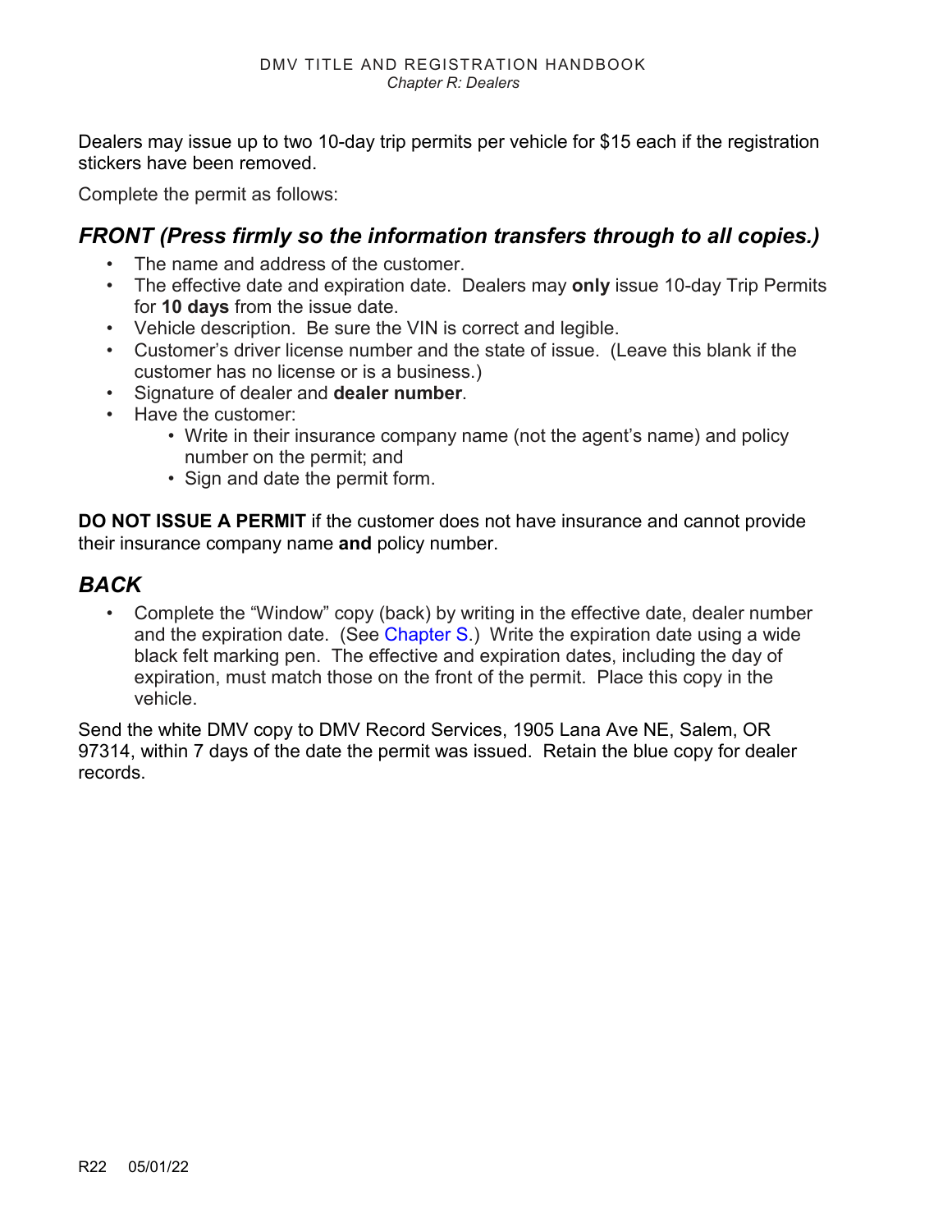Dealers may issue up to two 10-day trip permits per vehicle for $15 each if the registration stickers have been removed.

Complete the permit as follows:

## *FRONT (Press firmly so the information transfers through to all copies.)*

- The name and address of the customer.
- The effective date and expiration date. Dealers may **only** issue 10-day Trip Permits for **10 days** from the issue date.
- Vehicle description. Be sure the VIN is correct and legible.
- Customer's driver license number and the state of issue. (Leave this blank if the customer has no license or is a business.)
- Signature of dealer and **dealer number**.
- Have the customer:
    - Write in their insurance company name (not the agent's name) and policy number on the permit; and
    - Sign and date the permit form.

**DO NOT ISSUE A PERMIT** if the customer does not have insurance and cannot provide their insurance company name **and** policy number.

## *BACK*

- Complete the "Window" copy (back) by writing in the effective date, dealer number and the expiration date. (See Chapter S.) Write the expiration date using a wide black felt marking pen. The effective and expiration dates, including the day of expiration, must match those on the front of the permit. Place this copy in the vehicle.

Send the white DMV copy to DMV Record Services, 1905 Lana Ave NE, Salem, OR 97314, within 7 days of the date the permit was issued. Retain the blue copy for dealer records.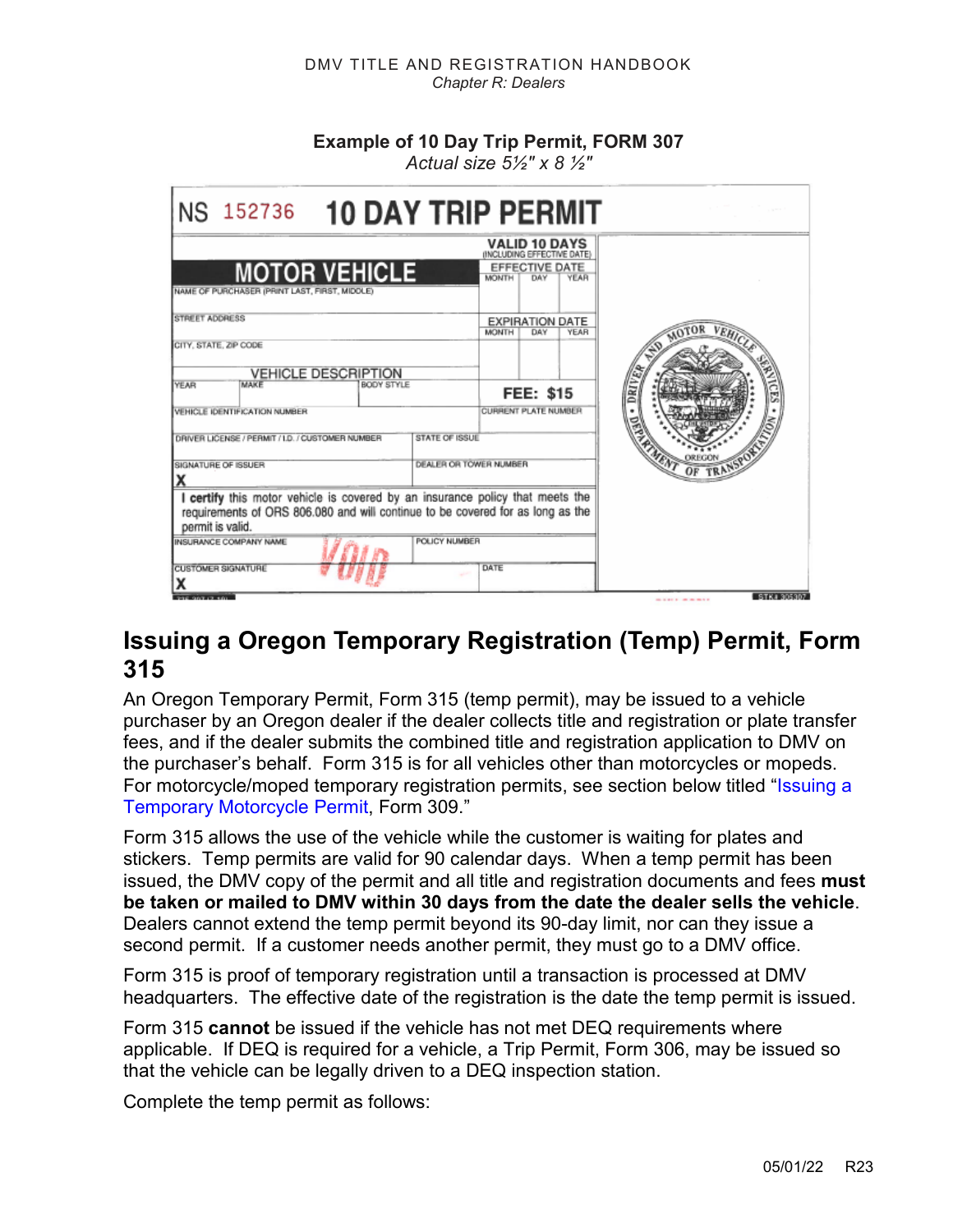**Example of 10 Day Trip Permit, FORM 307**
*Actual size 5½" x 8 ½"*

NS 152736 **10 DAY TRIP PERMIT**

**MOTOR VEHICLE**

| NAME OF PURCHASER (PRINT LAST, FIRST, MIDDLE) | | VALID 10 DAYS (INCLUDING EFFECTIVE DATE) EFFECTIVE DATE MONTH DAY YEAR |
|---|---|---|
| STREET ADDRESS | | EXPIRATION DATE MONTH DAY YEAR |
| CITY, STATE, ZIP CODE | | |
| VEHICLE DESCRIPTION YEAR / MAKE / BODY STYLE | | FEE: $15 |
| VEHICLE IDENTIFICATION NUMBER | | CURRENT PLATE NUMBER |
| DRIVER LICENSE / PERMIT / I.D. / CUSTOMER NUMBER | STATE OF ISSUE | |
| SIGNATURE OF ISSUER X | DEALER OR TOWER NUMBER | |

I **certify** this motor vehicle is covered by an insurance policy that meets the requirements of ORS 806.080 and will continue to be covered for as long as the permit is valid.

| INSURANCE COMPANY NAME | POLICY NUMBER |
|---|---|
| CUSTOMER SIGNATURE X | DATE |

VOID

## Issuing a Oregon Temporary Registration (Temp) Permit, Form 315

An Oregon Temporary Permit, Form 315 (temp permit), may be issued to a vehicle purchaser by an Oregon dealer if the dealer collects title and registration or plate transfer fees, and if the dealer submits the combined title and registration application to DMV on the purchaser's behalf. Form 315 is for all vehicles other than motorcycles or mopeds. For motorcycle/moped temporary registration permits, see section below titled "Issuing a Temporary Motorcycle Permit, Form 309."

Form 315 allows the use of the vehicle while the customer is waiting for plates and stickers. Temp permits are valid for 90 calendar days. When a temp permit has been issued, the DMV copy of the permit and all title and registration documents and fees **must be taken or mailed to DMV within 30 days from the date the dealer sells the vehicle**. Dealers cannot extend the temp permit beyond its 90-day limit, nor can they issue a second permit. If a customer needs another permit, they must go to a DMV office.

Form 315 is proof of temporary registration until a transaction is processed at DMV headquarters. The effective date of the registration is the date the temp permit is issued.

Form 315 **cannot** be issued if the vehicle has not met DEQ requirements where applicable. If DEQ is required for a vehicle, a Trip Permit, Form 306, may be issued so that the vehicle can be legally driven to a DEQ inspection station.

Complete the temp permit as follows: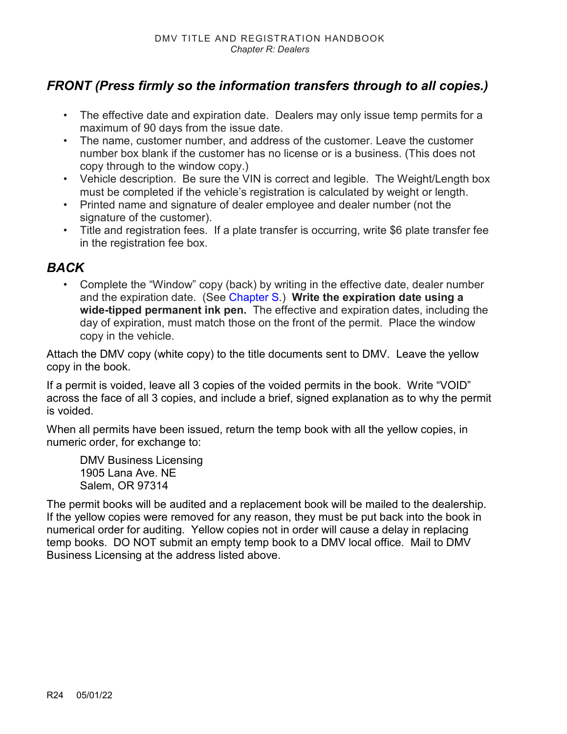## *FRONT (Press firmly so the information transfers through to all copies.)*

- The effective date and expiration date. Dealers may only issue temp permits for a maximum of 90 days from the issue date.
- The name, customer number, and address of the customer. Leave the customer number box blank if the customer has no license or is a business. (This does not copy through to the window copy.)
- Vehicle description. Be sure the VIN is correct and legible. The Weight/Length box must be completed if the vehicle's registration is calculated by weight or length.
- Printed name and signature of dealer employee and dealer number (not the signature of the customer).
- Title and registration fees. If a plate transfer is occurring, write $6 plate transfer fee in the registration fee box.

## *BACK*

- Complete the "Window" copy (back) by writing in the effective date, dealer number and the expiration date. (See Chapter S.) **Write the expiration date using a wide-tipped permanent ink pen.** The effective and expiration dates, including the day of expiration, must match those on the front of the permit. Place the window copy in the vehicle.

Attach the DMV copy (white copy) to the title documents sent to DMV. Leave the yellow copy in the book.

If a permit is voided, leave all 3 copies of the voided permits in the book. Write "VOID" across the face of all 3 copies, and include a brief, signed explanation as to why the permit is voided.

When all permits have been issued, return the temp book with all the yellow copies, in numeric order, for exchange to:

DMV Business Licensing
1905 Lana Ave. NE
Salem, OR 97314

The permit books will be audited and a replacement book will be mailed to the dealership. If the yellow copies were removed for any reason, they must be put back into the book in numerical order for auditing. Yellow copies not in order will cause a delay in replacing temp books. DO NOT submit an empty temp book to a DMV local office. Mail to DMV Business Licensing at the address listed above.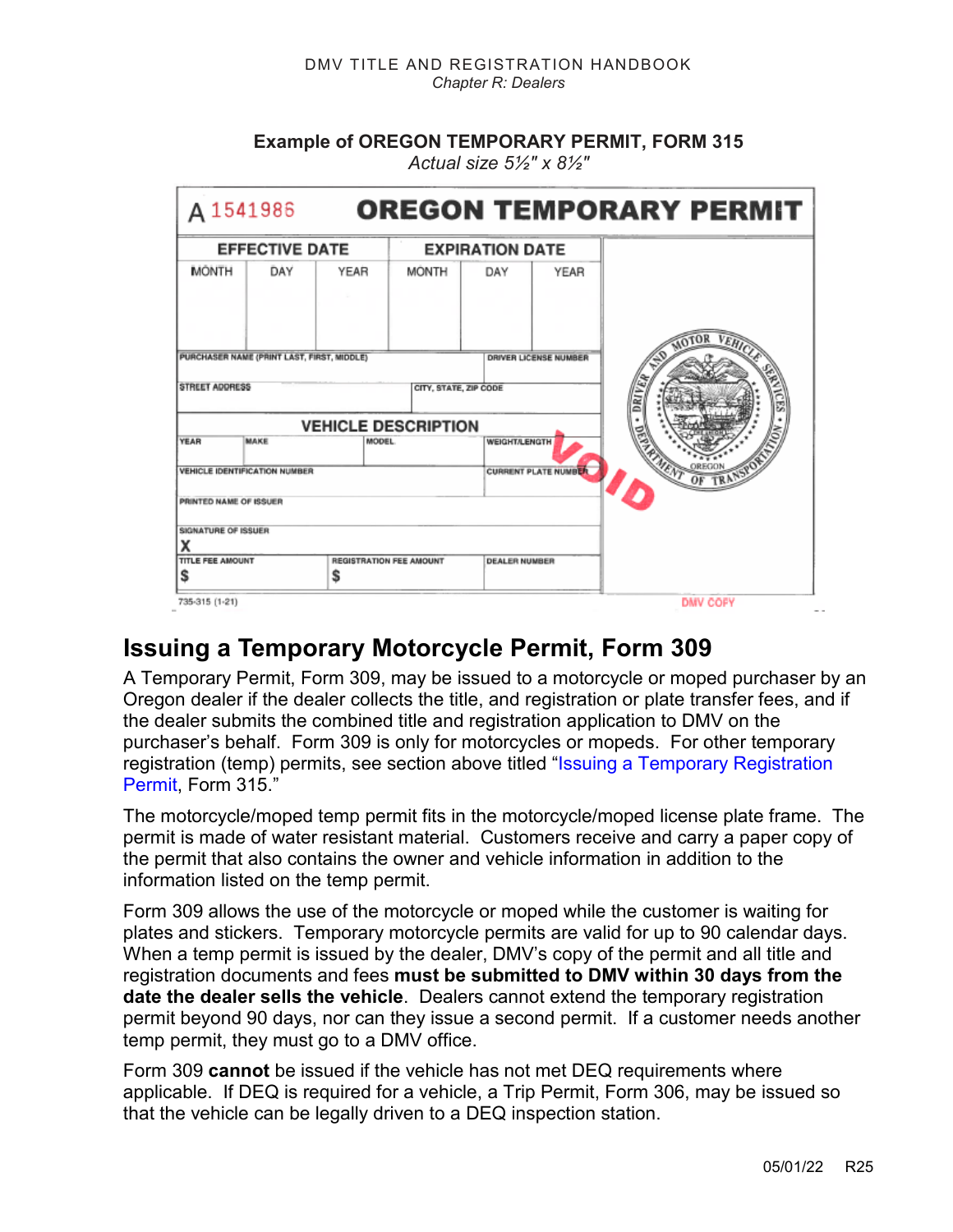**Example of OREGON TEMPORARY PERMIT, FORM 315**
*Actual size 5½" x 8½"*

A 1541986 **OREGON TEMPORARY PERMIT**

| EFFECTIVE DATE | | | EXPIRATION DATE | | |
|---|---|---|---|---|---|
| MONTH | DAY | YEAR | MONTH | DAY | YEAR |
| | | | | | |

PURCHASER NAME (PRINT LAST, FIRST, MIDDLE) | DRIVER LICENSE NUMBER

STREET ADDRESS | CITY, STATE, ZIP CODE

**VEHICLE DESCRIPTION**

YEAR | MAKE | MODEL | WEIGHT/LENGTH

VEHICLE IDENTIFICATION NUMBER | CURRENT PLATE NUMBER

PRINTED NAME OF ISSUER

SIGNATURE OF ISSUER
X

TITLE FEE AMOUNT $ | REGISTRATION FEE AMOUNT $ | DEALER NUMBER

VOID

DRIVER AND MOTOR VEHICLE SERVICES · DEPARTMENT OF TRANSPORTATION · OREGON

735-315 (1-21) DMV COPY

## Issuing a Temporary Motorcycle Permit, Form 309

A Temporary Permit, Form 309, may be issued to a motorcycle or moped purchaser by an Oregon dealer if the dealer collects the title, and registration or plate transfer fees, and if the dealer submits the combined title and registration application to DMV on the purchaser's behalf. Form 309 is only for motorcycles or mopeds. For other temporary registration (temp) permits, see section above titled "Issuing a Temporary Registration Permit, Form 315."

The motorcycle/moped temp permit fits in the motorcycle/moped license plate frame. The permit is made of water resistant material. Customers receive and carry a paper copy of the permit that also contains the owner and vehicle information in addition to the information listed on the temp permit.

Form 309 allows the use of the motorcycle or moped while the customer is waiting for plates and stickers. Temporary motorcycle permits are valid for up to 90 calendar days. When a temp permit is issued by the dealer, DMV's copy of the permit and all title and registration documents and fees **must be submitted to DMV within 30 days from the date the dealer sells the vehicle**. Dealers cannot extend the temporary registration permit beyond 90 days, nor can they issue a second permit. If a customer needs another temp permit, they must go to a DMV office.

Form 309 **cannot** be issued if the vehicle has not met DEQ requirements where applicable. If DEQ is required for a vehicle, a Trip Permit, Form 306, may be issued so that the vehicle can be legally driven to a DEQ inspection station.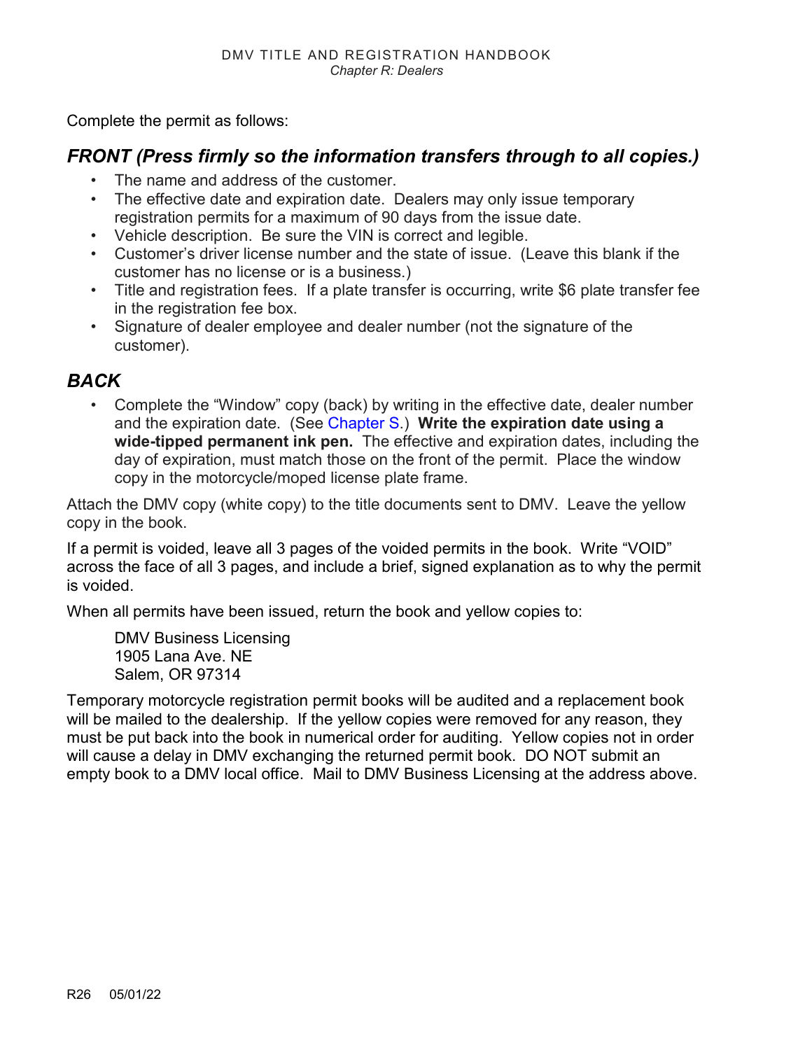Complete the permit as follows:

## *FRONT (Press firmly so the information transfers through to all copies.)*

- The name and address of the customer.
- The effective date and expiration date. Dealers may only issue temporary registration permits for a maximum of 90 days from the issue date.
- Vehicle description. Be sure the VIN is correct and legible.
- Customer's driver license number and the state of issue. (Leave this blank if the customer has no license or is a business.)
- Title and registration fees. If a plate transfer is occurring, write $6 plate transfer fee in the registration fee box.
- Signature of dealer employee and dealer number (not the signature of the customer).

## *BACK*

- Complete the "Window" copy (back) by writing in the effective date, dealer number and the expiration date. (See Chapter S.) **Write the expiration date using a wide-tipped permanent ink pen.** The effective and expiration dates, including the day of expiration, must match those on the front of the permit. Place the window copy in the motorcycle/moped license plate frame.

Attach the DMV copy (white copy) to the title documents sent to DMV. Leave the yellow copy in the book.

If a permit is voided, leave all 3 pages of the voided permits in the book. Write "VOID" across the face of all 3 pages, and include a brief, signed explanation as to why the permit is voided.

When all permits have been issued, return the book and yellow copies to:

DMV Business Licensing
1905 Lana Ave. NE
Salem, OR 97314

Temporary motorcycle registration permit books will be audited and a replacement book will be mailed to the dealership. If the yellow copies were removed for any reason, they must be put back into the book in numerical order for auditing. Yellow copies not in order will cause a delay in DMV exchanging the returned permit book. DO NOT submit an empty book to a DMV local office. Mail to DMV Business Licensing at the address above.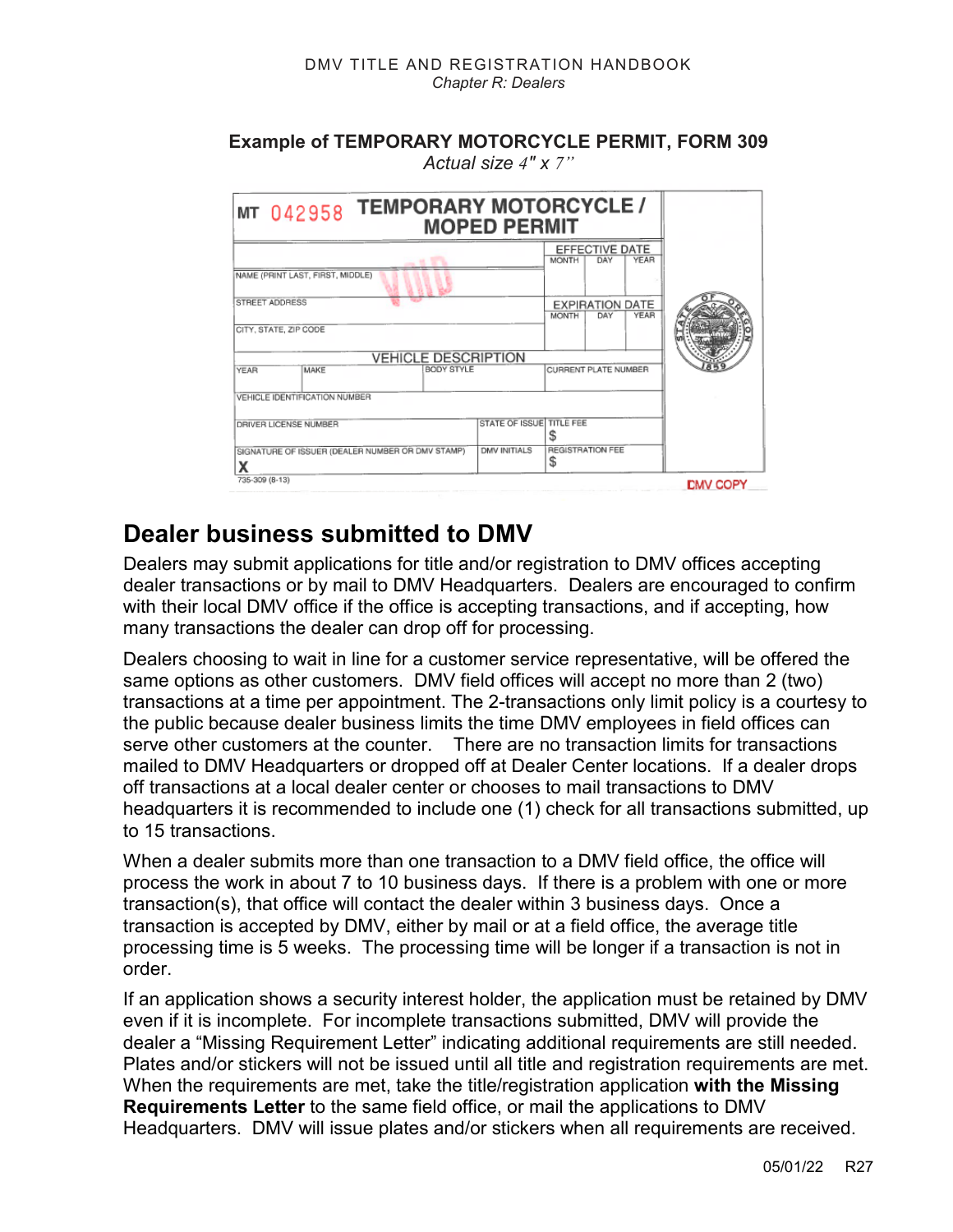**Example of TEMPORARY MOTORCYCLE PERMIT, FORM 309**

*Actual size 4" x 7"*

| MT 042958 TEMPORARY MOTORCYCLE / MOPED PERMIT | | | | |
|---|---|---|---|---|
| | | | EFFECTIVE DATE (MONTH / DAY / YEAR) | |
| NAME (PRINT LAST, FIRST, MIDDLE) | | | | |
| STREET ADDRESS | | | EXPIRATION DATE (MONTH / DAY / YEAR) | |
| CITY, STATE, ZIP CODE | | | | |
| VEHICLE DESCRIPTION | | | | |
| YEAR | MAKE | BODY STYLE | CURRENT PLATE NUMBER | |
| VEHICLE IDENTIFICATION NUMBER | | | | |
| DRIVER LICENSE NUMBER | | STATE OF ISSUE | TITLE FEE $ | |
| SIGNATURE OF ISSUER (DEALER NUMBER OR DMV STAMP) X | | DMV INITIALS | REGISTRATION FEE $ | |

VOID

735-309 (8-13) DMV COPY

## Dealer business submitted to DMV

Dealers may submit applications for title and/or registration to DMV offices accepting dealer transactions or by mail to DMV Headquarters. Dealers are encouraged to confirm with their local DMV office if the office is accepting transactions, and if accepting, how many transactions the dealer can drop off for processing.

Dealers choosing to wait in line for a customer service representative, will be offered the same options as other customers. DMV field offices will accept no more than 2 (two) transactions at a time per appointment. The 2-transactions only limit policy is a courtesy to the public because dealer business limits the time DMV employees in field offices can serve other customers at the counter. There are no transaction limits for transactions mailed to DMV Headquarters or dropped off at Dealer Center locations. If a dealer drops off transactions at a local dealer center or chooses to mail transactions to DMV headquarters it is recommended to include one (1) check for all transactions submitted, up to 15 transactions.

When a dealer submits more than one transaction to a DMV field office, the office will process the work in about 7 to 10 business days. If there is a problem with one or more transaction(s), that office will contact the dealer within 3 business days. Once a transaction is accepted by DMV, either by mail or at a field office, the average title processing time is 5 weeks. The processing time will be longer if a transaction is not in order.

If an application shows a security interest holder, the application must be retained by DMV even if it is incomplete. For incomplete transactions submitted, DMV will provide the dealer a "Missing Requirement Letter" indicating additional requirements are still needed. Plates and/or stickers will not be issued until all title and registration requirements are met. When the requirements are met, take the title/registration application **with the Missing Requirements Letter** to the same field office, or mail the applications to DMV Headquarters. DMV will issue plates and/or stickers when all requirements are received.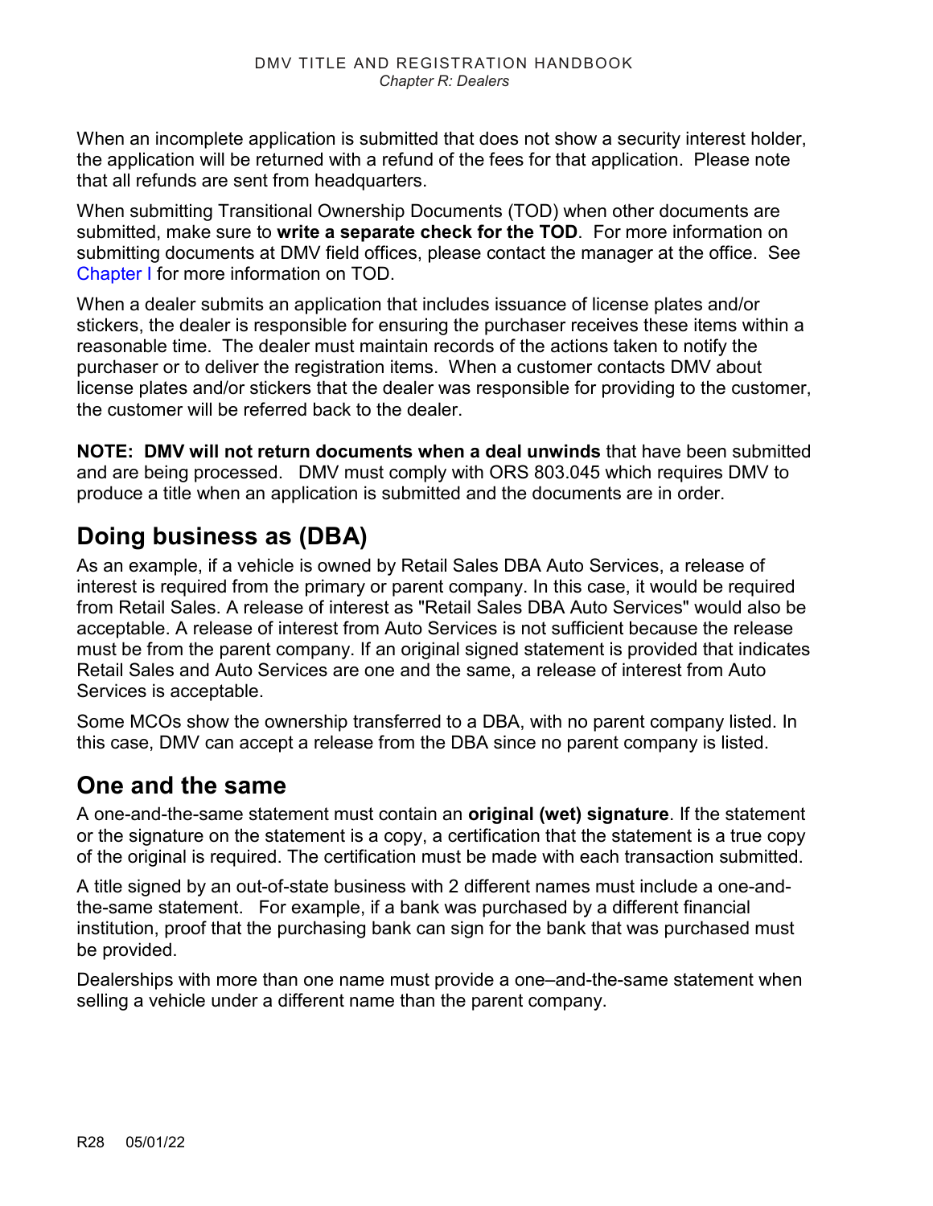When an incomplete application is submitted that does not show a security interest holder, the application will be returned with a refund of the fees for that application. Please note that all refunds are sent from headquarters.

When submitting Transitional Ownership Documents (TOD) when other documents are submitted, make sure to **write a separate check for the TOD**. For more information on submitting documents at DMV field offices, please contact the manager at the office. See Chapter I for more information on TOD.

When a dealer submits an application that includes issuance of license plates and/or stickers, the dealer is responsible for ensuring the purchaser receives these items within a reasonable time. The dealer must maintain records of the actions taken to notify the purchaser or to deliver the registration items. When a customer contacts DMV about license plates and/or stickers that the dealer was responsible for providing to the customer, the customer will be referred back to the dealer.

**NOTE: DMV will not return documents when a deal unwinds** that have been submitted and are being processed. DMV must comply with ORS 803.045 which requires DMV to produce a title when an application is submitted and the documents are in order.

## Doing business as (DBA)

As an example, if a vehicle is owned by Retail Sales DBA Auto Services, a release of interest is required from the primary or parent company. In this case, it would be required from Retail Sales. A release of interest as "Retail Sales DBA Auto Services" would also be acceptable. A release of interest from Auto Services is not sufficient because the release must be from the parent company. If an original signed statement is provided that indicates Retail Sales and Auto Services are one and the same, a release of interest from Auto Services is acceptable.

Some MCOs show the ownership transferred to a DBA, with no parent company listed. In this case, DMV can accept a release from the DBA since no parent company is listed.

## One and the same

A one-and-the-same statement must contain an **original (wet) signature**. If the statement or the signature on the statement is a copy, a certification that the statement is a true copy of the original is required. The certification must be made with each transaction submitted.

A title signed by an out-of-state business with 2 different names must include a one-and-the-same statement. For example, if a bank was purchased by a different financial institution, proof that the purchasing bank can sign for the bank that was purchased must be provided.

Dealerships with more than one name must provide a one–and-the-same statement when selling a vehicle under a different name than the parent company.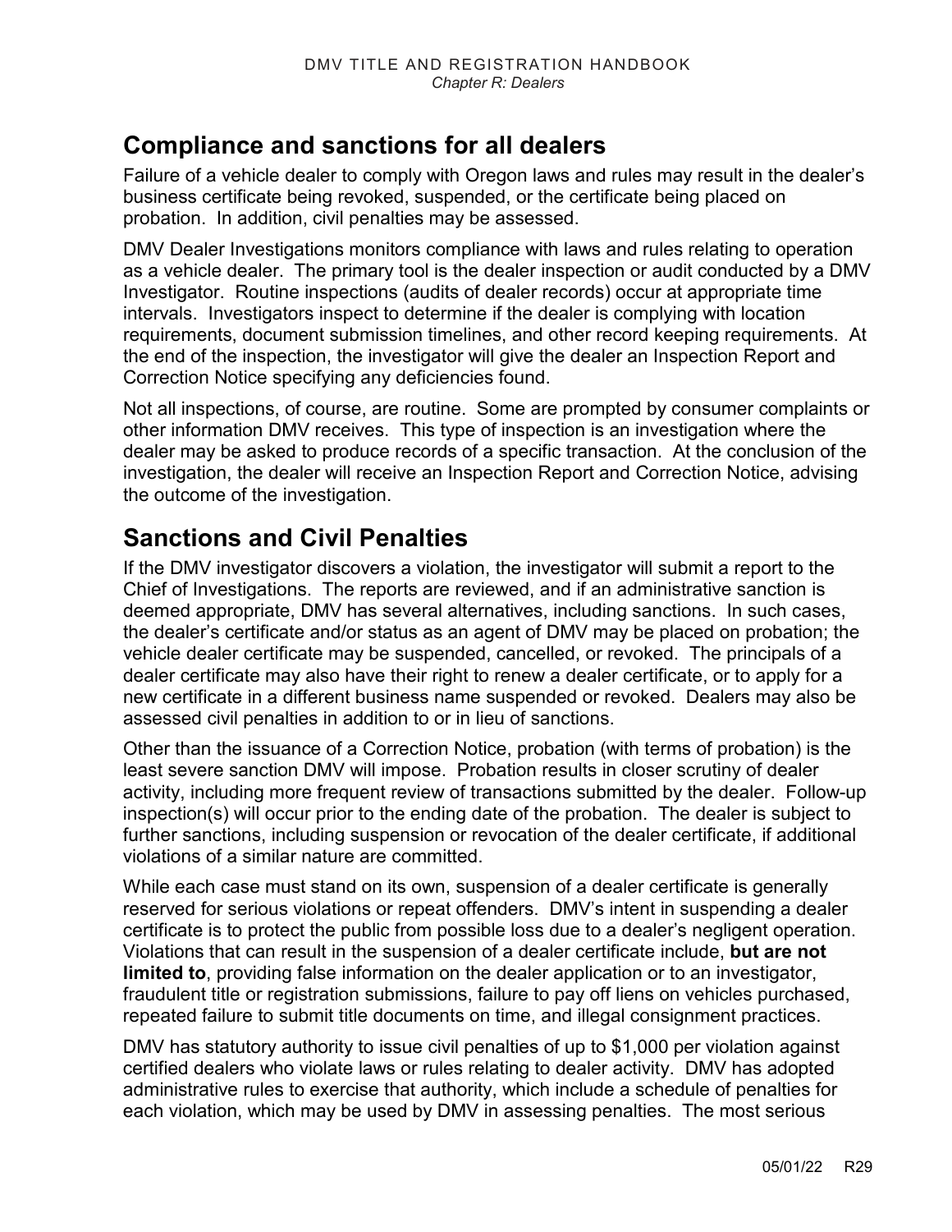## Compliance and sanctions for all dealers

Failure of a vehicle dealer to comply with Oregon laws and rules may result in the dealer's business certificate being revoked, suspended, or the certificate being placed on probation. In addition, civil penalties may be assessed.

DMV Dealer Investigations monitors compliance with laws and rules relating to operation as a vehicle dealer. The primary tool is the dealer inspection or audit conducted by a DMV Investigator. Routine inspections (audits of dealer records) occur at appropriate time intervals. Investigators inspect to determine if the dealer is complying with location requirements, document submission timelines, and other record keeping requirements. At the end of the inspection, the investigator will give the dealer an Inspection Report and Correction Notice specifying any deficiencies found.

Not all inspections, of course, are routine. Some are prompted by consumer complaints or other information DMV receives. This type of inspection is an investigation where the dealer may be asked to produce records of a specific transaction. At the conclusion of the investigation, the dealer will receive an Inspection Report and Correction Notice, advising the outcome of the investigation.

## Sanctions and Civil Penalties

If the DMV investigator discovers a violation, the investigator will submit a report to the Chief of Investigations. The reports are reviewed, and if an administrative sanction is deemed appropriate, DMV has several alternatives, including sanctions. In such cases, the dealer's certificate and/or status as an agent of DMV may be placed on probation; the vehicle dealer certificate may be suspended, cancelled, or revoked. The principals of a dealer certificate may also have their right to renew a dealer certificate, or to apply for a new certificate in a different business name suspended or revoked. Dealers may also be assessed civil penalties in addition to or in lieu of sanctions.

Other than the issuance of a Correction Notice, probation (with terms of probation) is the least severe sanction DMV will impose. Probation results in closer scrutiny of dealer activity, including more frequent review of transactions submitted by the dealer. Follow-up inspection(s) will occur prior to the ending date of the probation. The dealer is subject to further sanctions, including suspension or revocation of the dealer certificate, if additional violations of a similar nature are committed.

While each case must stand on its own, suspension of a dealer certificate is generally reserved for serious violations or repeat offenders. DMV's intent in suspending a dealer certificate is to protect the public from possible loss due to a dealer's negligent operation. Violations that can result in the suspension of a dealer certificate include, **but are not limited to**, providing false information on the dealer application or to an investigator, fraudulent title or registration submissions, failure to pay off liens on vehicles purchased, repeated failure to submit title documents on time, and illegal consignment practices.

DMV has statutory authority to issue civil penalties of up to $1,000 per violation against certified dealers who violate laws or rules relating to dealer activity. DMV has adopted administrative rules to exercise that authority, which include a schedule of penalties for each violation, which may be used by DMV in assessing penalties. The most serious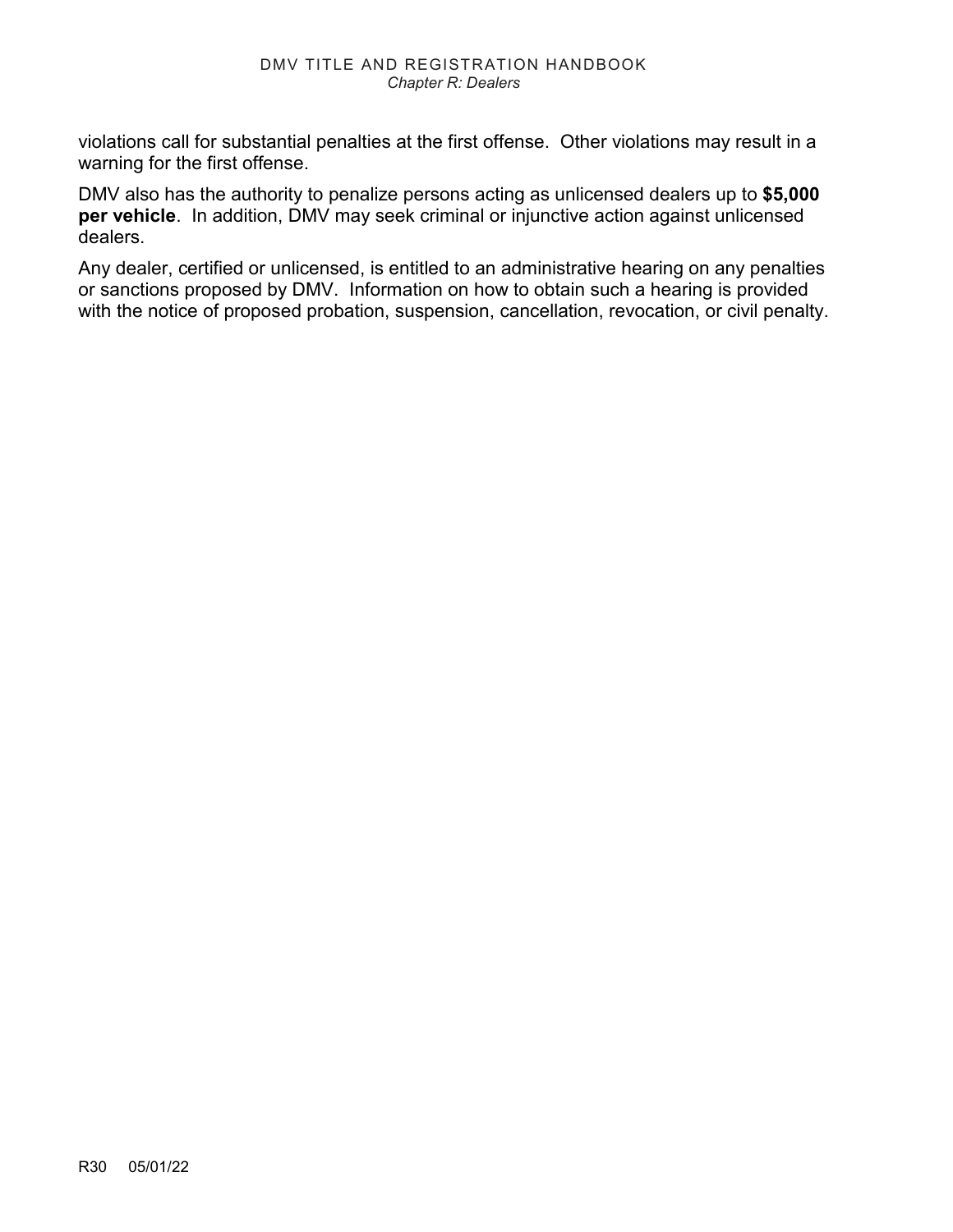violations call for substantial penalties at the first offense. Other violations may result in a warning for the first offense.

DMV also has the authority to penalize persons acting as unlicensed dealers up to **$5,000 per vehicle**. In addition, DMV may seek criminal or injunctive action against unlicensed dealers.

Any dealer, certified or unlicensed, is entitled to an administrative hearing on any penalties or sanctions proposed by DMV. Information on how to obtain such a hearing is provided with the notice of proposed probation, suspension, cancellation, revocation, or civil penalty.